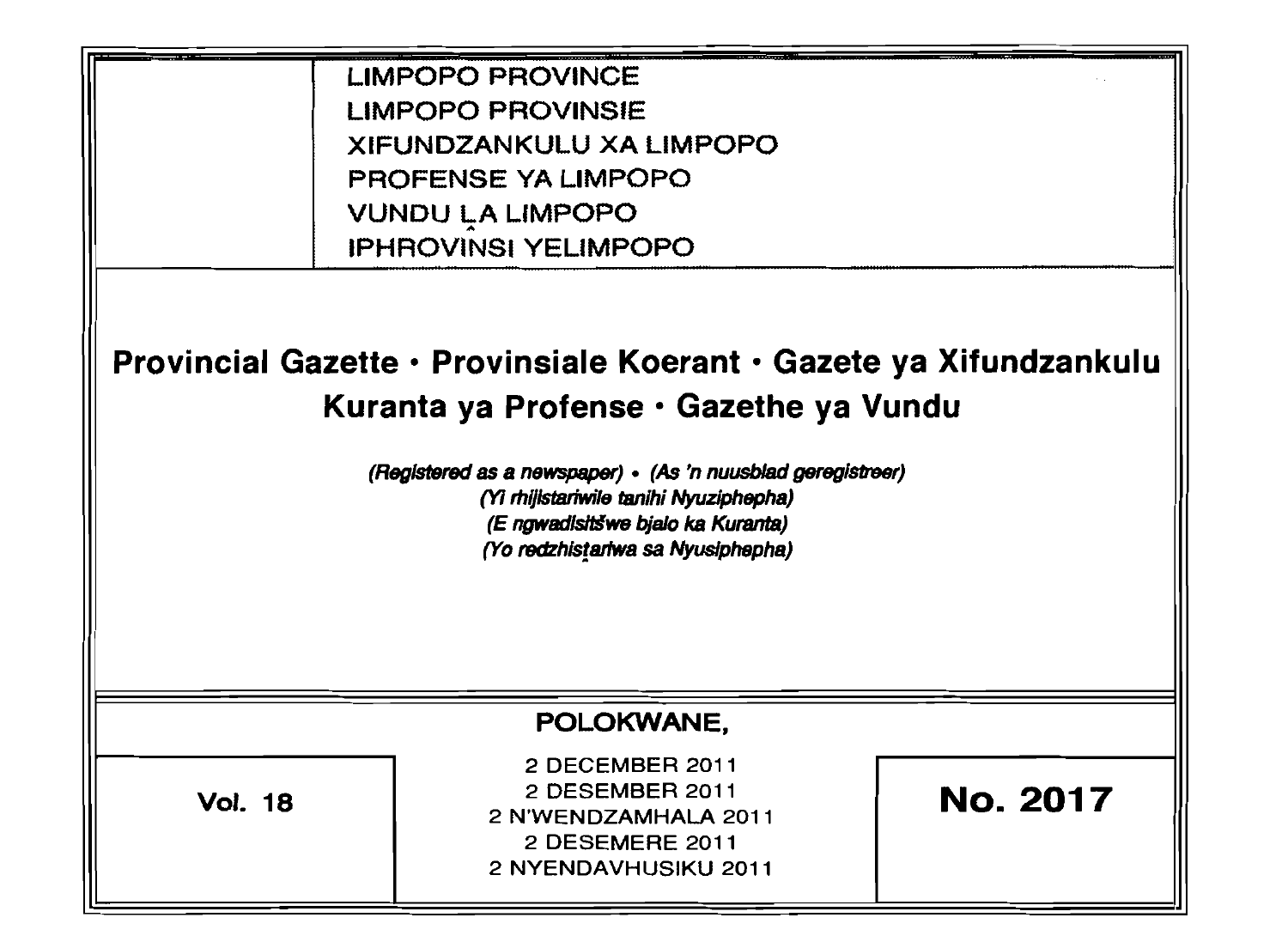LIMPOPO PROVINCE
LIMPOPO PROVINSIE
XIFUNDZANKULU XA LIMPOPO
PROFENSE YA LIMPOPO
VUNDU ḼA LIMPOPO
IPHROVINSI YELIMPOPO

# Provincial Gazette • Provinsiale Koerant • Gazete ya Xifundzankulu Kuranta ya Profense • Gazethe ya Vundu

*(Registered as a newspaper) • (As 'n nuusblad geregistreer)*
*(Yi rhijistariwile tanihi Nyuziphepha)*
*(E ngwadišitšwe bjalo ka Kuranta)*
*(Yo redzhisṱariwa sa Nyusiphepha)*

**POLOKWANE,**

**Vol. 18**

2 DECEMBER 2011
2 DESEMBER 2011
2 N'WENDZAMHALA 2011
2 DESEMERE 2011
2 NYENDAVHUSIKU 2011

**No. 2017**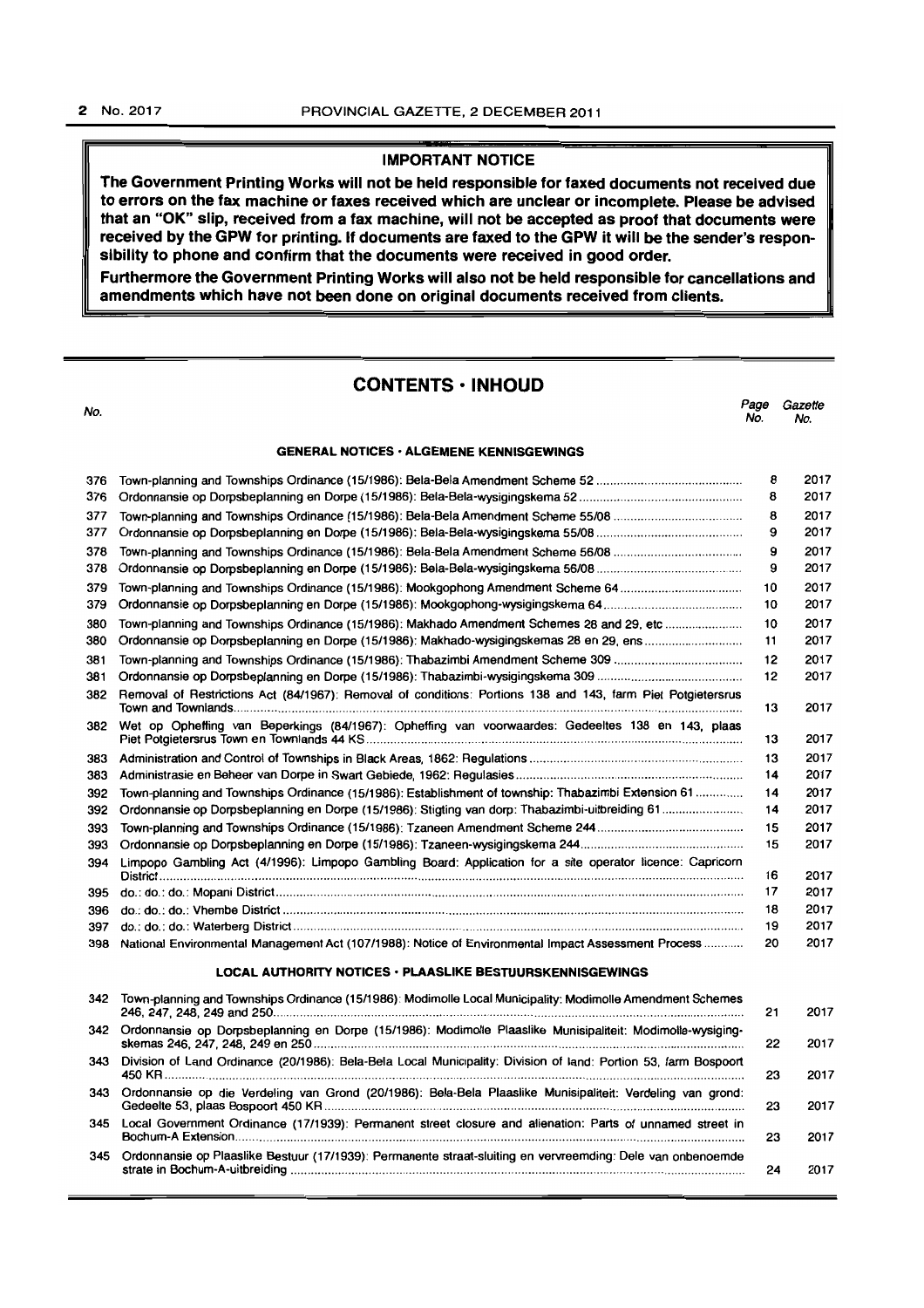## IMPORTANT NOTICE

**The Government Printing Works will not be held responsible for faxed documents not received due to errors on the fax machine or faxes received which are unclear or incomplete. Please be advised that an "OK" slip, received from a fax machine, will not be accepted as proof that documents were received by the GPW for printing. If documents are faxed to the GPW it will be the sender's responsibility to phone and confirm that the documents were received in good order.**

**Furthermore the Government Printing Works will also not be held responsible for cancellations and amendments which have not been done on original documents received from clients.**

## CONTENTS · INHOUD

| No. | | Page No. | Gazette No. |
|---|---|---|---|
| | **GENERAL NOTICES · ALGEMENE KENNISGEWINGS** | | |
| 376 | Town-planning and Townships Ordinance (15/1986): Bela-Bela Amendment Scheme 52 | 8 | 2017 |
| 376 | Ordonnansie op Dorpsbeplanning en Dorpe (15/1986): Bela-Bela-wysigingskema 52 | 8 | 2017 |
| 377 | Town-planning and Townships Ordinance (15/1986): Bela-Bela Amendment Scheme 55/08 | 8 | 2017 |
| 377 | Ordonnansie op Dorpsbeplanning en Dorpe (15/1986): Bela-Bela-wysigingskema 55/08 | 9 | 2017 |
| 378 | Town-planning and Townships Ordinance (15/1986): Bela-Bela Amendment Scheme 56/08 | 9 | 2017 |
| 378 | Ordonnansie op Dorpsbeplanning en Dorpe (15/1986): Bela-Bela-wysigingskema 56/08 | 9 | 2017 |
| 379 | Town-planning and Townships Ordinance (15/1986): Mookgophong Amendment Scheme 64 | 10 | 2017 |
| 379 | Ordonnansie op Dorpsbeplanning en Dorpe (15/1986): Mookgophong-wysigingskema 64 | 10 | 2017 |
| 380 | Town-planning and Townships Ordinance (15/1986): Makhado Amendment Schemes 28 and 29, etc | 10 | 2017 |
| 380 | Ordonnansie op Dorpsbeplanning en Dorpe (15/1986): Makhado-wysigingskemas 28 en 29, ens | 11 | 2017 |
| 381 | Town-planning and Townships Ordinance (15/1986): Thabazimbi Amendment Scheme 309 | 12 | 2017 |
| 381 | Ordonnansie op Dorpsbeplanning en Dorpe (15/1986): Thabazimbi-wysigingskema 309 | 12 | 2017 |
| 382 | Removal of Restrictions Act (84/1967): Removal of conditions: Portions 138 and 143, farm Piet Potgietersrus Town and Townlands | 13 | 2017 |
| 382 | Wet op Opheffing van Beperkings (84/1967): Opheffing van voorwaardes: Gedeeltes 138 en 143, plaas Piet Potgietersrus Town en Townlands 44 KS | 13 | 2017 |
| 383 | Administration and Control of Townships in Black Areas, 1862: Regulations | 13 | 2017 |
| 383 | Administrasie en Beheer van Dorpe in Swart Gebiede, 1962: Regulasies | 14 | 2017 |
| 392 | Town-planning and Townships Ordinance (15/1986): Establishment of township: Thabazimbi Extension 61 | 14 | 2017 |
| 392 | Ordonnansie op Dorpsbeplanning en Dorpe (15/1986): Stigting van dorp: Thabazimbi-uitbreiding 61 | 14 | 2017 |
| 393 | Town-planning and Townships Ordinance (15/1986): Tzaneen Amendment Scheme 244 | 15 | 2017 |
| 393 | Ordonnansie op Dorpsbeplanning en Dorpe (15/1986): Tzaneen-wysigingskema 244 | 15 | 2017 |
| 394 | Limpopo Gambling Act (4/1996): Limpopo Gambling Board: Application for a site operator licence: Capricorn District | 16 | 2017 |
| 395 | do.: do.: do.: Mopani District | 17 | 2017 |
| 396 | do.: do.: do.: Vhembe District | 18 | 2017 |
| 397 | do.: do.: do.: Waterberg District | 19 | 2017 |
| 398 | National Environmental Management Act (107/1988): Notice of Environmental Impact Assessment Process | 20 | 2017 |
| | **LOCAL AUTHORITY NOTICES · PLAASLIKE BESTUURSKENNISGEWINGS** | | |
| 342 | Town-planning and Townships Ordinance (15/1986): Modimolle Local Municipality: Modimolle Amendment Schemes 246, 247, 248, 249 and 250 | 21 | 2017 |
| 342 | Ordonnansie op Dorpsbeplanning en Dorpe (15/1986): Modimolle Plaaslike Munisipaliteit: Modimolle-wysigingskemas 246, 247, 248, 249 en 250 | 22 | 2017 |
| 343 | Division of Land Ordinance (20/1986): Bela-Bela Local Municipality: Division of land: Portion 53, farm Bospoort 450 KR | 23 | 2017 |
| 343 | Ordonnansie op die Verdeling van Grond (20/1986): Bela-Bela Plaaslike Munisipaliteit: Verdeling van grond: Gedeelte 53, plaas Bospoort 450 KR | 23 | 2017 |
| 345 | Local Government Ordinance (17/1939): Permanent street closure and alienation: Parts of unnamed street in Bochum-A Extension | 23 | 2017 |
| 345 | Ordonnansie op Plaaslike Bestuur (17/1939): Permanente straat-sluiting en vervreemding: Dele van onbenoemde strate in Bochum-A-uitbreiding | 24 | 2017 |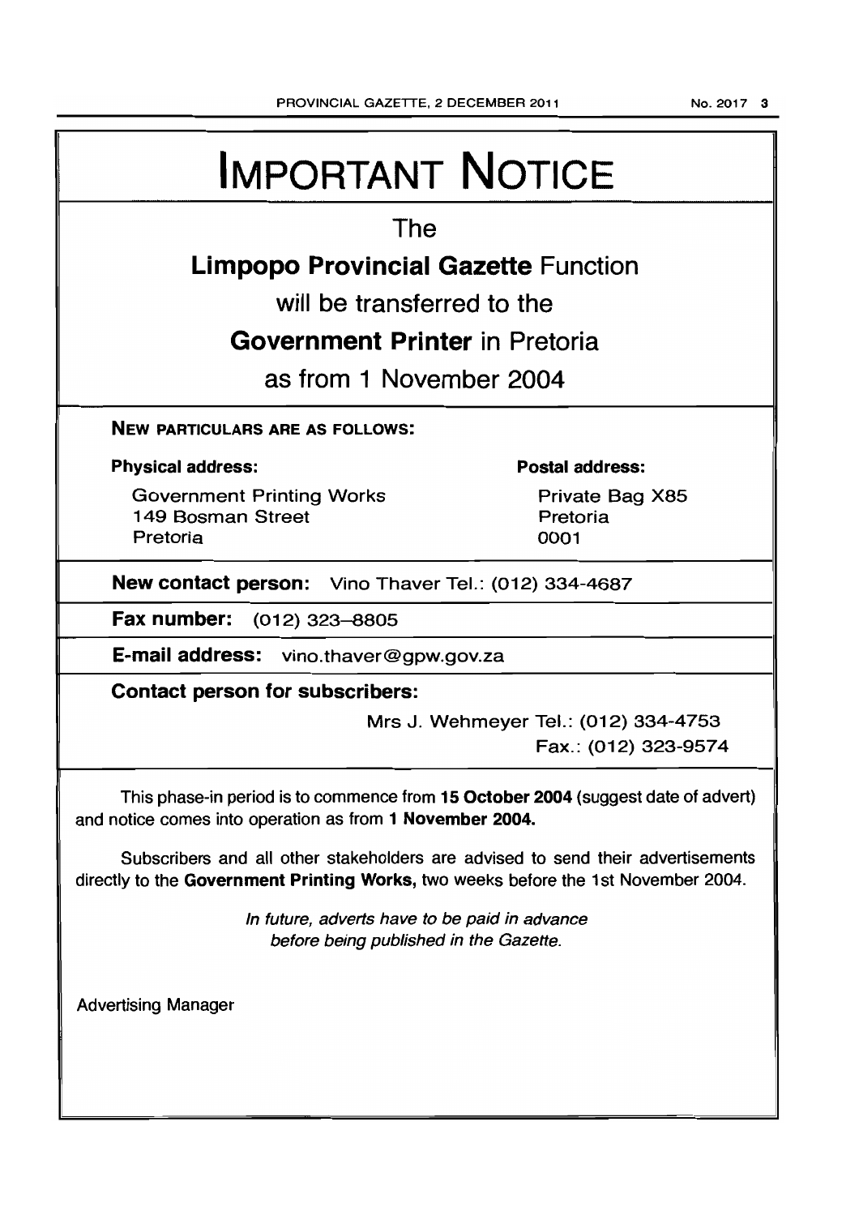# IMPORTANT NOTICE

The

**Limpopo Provincial Gazette** Function

will be transferred to the

**Government Printer** in Pretoria

as from 1 November 2004

**NEW PARTICULARS ARE AS FOLLOWS:**

**Physical address:**

Government Printing Works
149 Bosman Street
Pretoria

**Postal address:**

Private Bag X85
Pretoria
0001

**New contact person:** Vino Thaver Tel.: (012) 334-4687

**Fax number:** (012) 323–8805

**E-mail address:** vino.thaver@gpw.gov.za

**Contact person for subscribers:**

Mrs J. Wehmeyer Tel.: (012) 334-4753
Fax.: (012) 323-9574

This phase-in period is to commence from **15 October 2004** (suggest date of advert) and notice comes into operation as from **1 November 2004.**

Subscribers and all other stakeholders are advised to send their advertisements directly to the **Government Printing Works,** two weeks before the 1st November 2004.

*In future, adverts have to be paid in advance before being published in the Gazette.*

Advertising Manager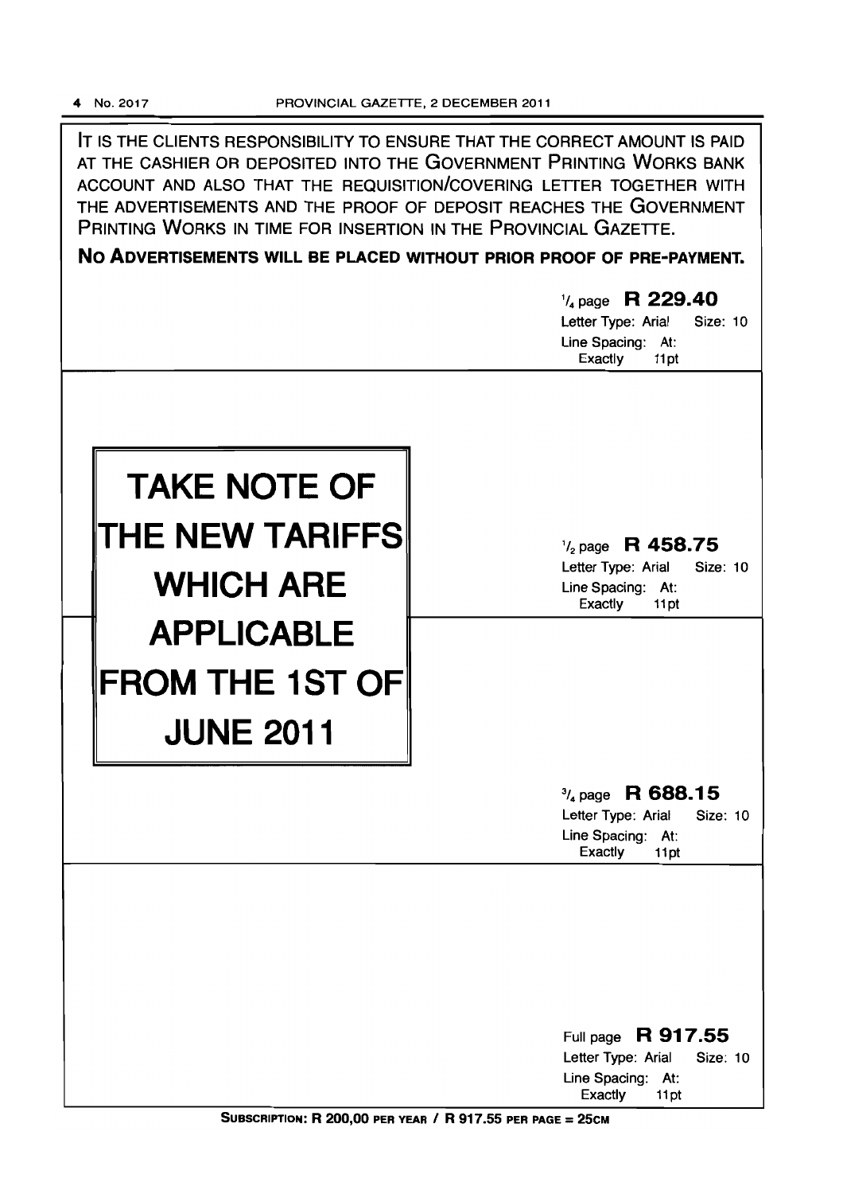IT IS THE CLIENTS RESPONSIBILITY TO ENSURE THAT THE CORRECT AMOUNT IS PAID AT THE CASHIER OR DEPOSITED INTO THE GOVERNMENT PRINTING WORKS BANK ACCOUNT AND ALSO THAT THE REQUISITION/COVERING LETTER TOGETHER WITH THE ADVERTISEMENTS AND THE PROOF OF DEPOSIT REACHES THE GOVERNMENT PRINTING WORKS IN TIME FOR INSERTION IN THE PROVINCIAL GAZETTE.

**NO ADVERTISEMENTS WILL BE PLACED WITHOUT PRIOR PROOF OF PRE-PAYMENT.**

# TAKE NOTE OF THE NEW TARIFFS WHICH ARE APPLICABLE FROM THE 1ST OF JUNE 2011

$^1/_4$ page **R 229.40**
Letter Type: Arial Size: 10
Line Spacing: At: Exactly 11pt

$^1/_2$ page **R 458.75**
Letter Type: Arial Size: 10
Line Spacing: At: Exactly 11pt

$^3/_4$ page **R 688.15**
Letter Type: Arial Size: 10
Line Spacing: At: Exactly 11pt

Full page **R 917.55**
Letter Type: Arial Size: 10
Line Spacing: At: Exactly 11pt

**SUBSCRIPTION: R 200,00 PER YEAR / R 917.55 PER PAGE = 25CM**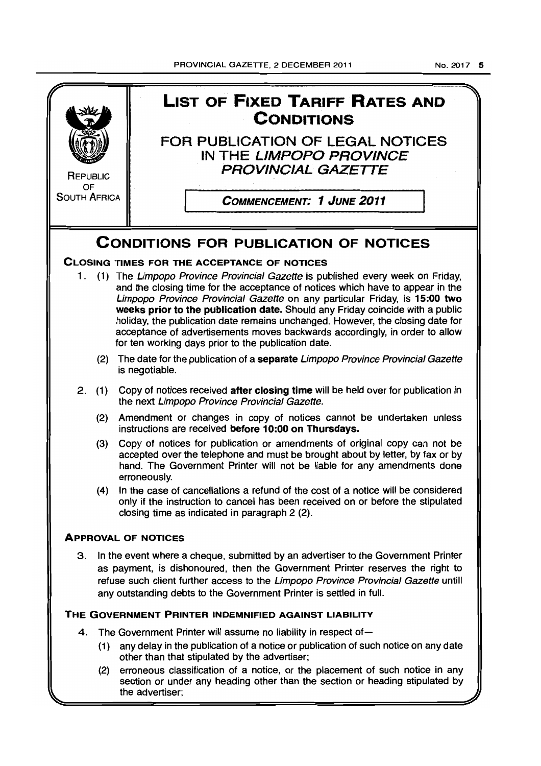**REPUBLIC OF SOUTH AFRICA**

# LIST OF FIXED TARIFF RATES AND CONDITIONS

## FOR PUBLICATION OF LEGAL NOTICES IN THE *LIMPOPO PROVINCE PROVINCIAL GAZETTE*

**COMMENCEMENT: 1 JUNE 2011**

# CONDITIONS FOR PUBLICATION OF NOTICES

### CLOSING TIMES FOR THE ACCEPTANCE OF NOTICES

1. (1) The *Limpopo Province Provincial Gazette* is published every week on Friday, and the closing time for the acceptance of notices which have to appear in the *Limpopo Province Provincial Gazette* on any particular Friday, is **15:00 two weeks prior to the publication date.** Should any Friday coincide with a public holiday, the publication date remains unchanged. However, the closing date for acceptance of advertisements moves backwards accordingly, in order to allow for ten working days prior to the publication date.

   (2) The date for the publication of a **separate** *Limpopo Province Provincial Gazette* is negotiable.

2. (1) Copy of notices received **after closing time** will be held over for publication in the next *Limpopo Province Provincial Gazette.*

   (2) Amendment or changes in copy of notices cannot be undertaken unless instructions are received **before 10:00 on Thursdays.**

   (3) Copy of notices for publication or amendments of original copy can not be accepted over the telephone and must be brought about by letter, by fax or by hand. The Government Printer will not be liable for any amendments done erroneously.

   (4) In the case of cancellations a refund of the cost of a notice will be considered only if the instruction to cancel has been received on or before the stipulated closing time as indicated in paragraph 2 (2).

### APPROVAL OF NOTICES

3. In the event where a cheque, submitted by an advertiser to the Government Printer as payment, is dishonoured, then the Government Printer reserves the right to refuse such client further access to the *Limpopo Province Provincial Gazette* untill any outstanding debts to the Government Printer is settled in full.

### THE GOVERNMENT PRINTER INDEMNIFIED AGAINST LIABILITY

4. The Government Printer will assume no liability in respect of—

   (1) any delay in the publication of a notice or publication of such notice on any date other than that stipulated by the advertiser;

   (2) erroneous classification of a notice, or the placement of such notice in any section or under any heading other than the section or heading stipulated by the advertiser;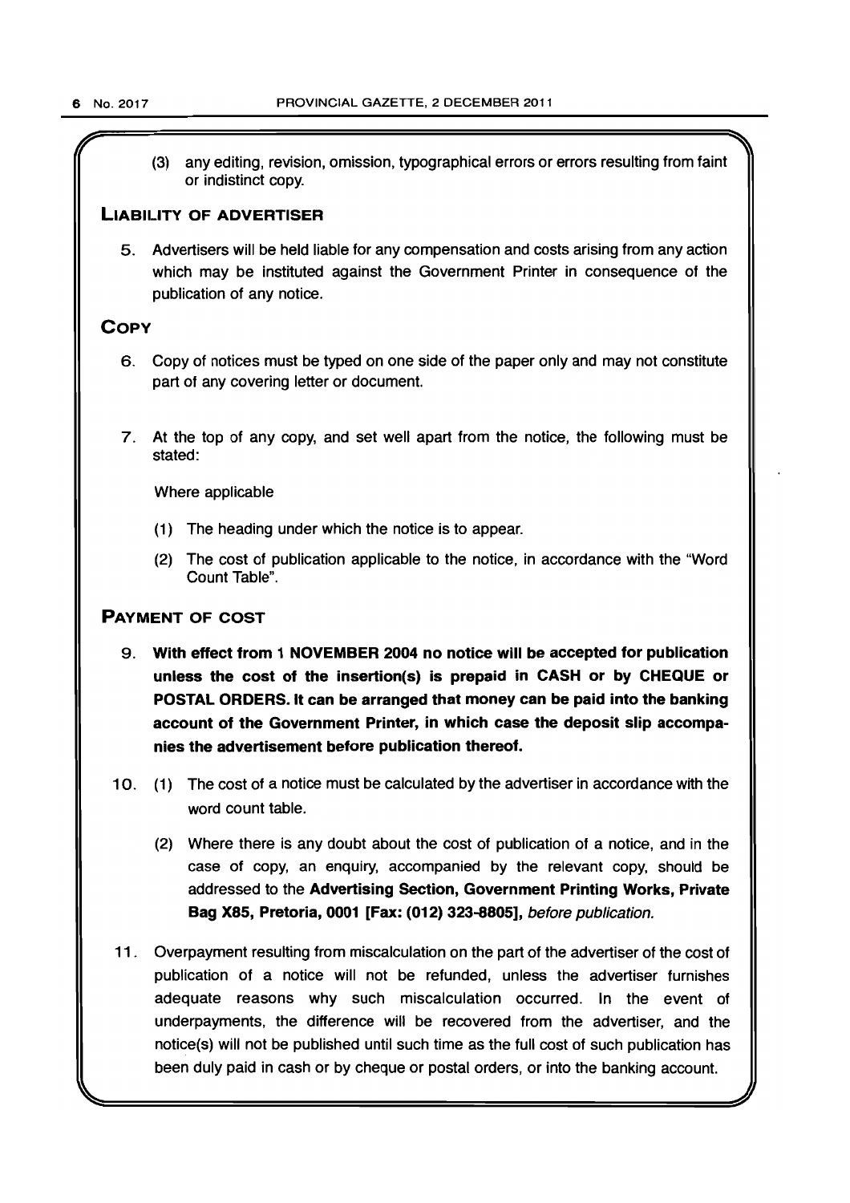(3) any editing, revision, omission, typographical errors or errors resulting from faint or indistinct copy.

## LIABILITY OF ADVERTISER

5. Advertisers will be held liable for any compensation and costs arising from any action which may be instituted against the Government Printer in consequence of the publication of any notice.

## COPY

6. Copy of notices must be typed on one side of the paper only and may not constitute part of any covering letter or document.

7. At the top of any copy, and set well apart from the notice, the following must be stated:

   Where applicable

   (1) The heading under which the notice is to appear.

   (2) The cost of publication applicable to the notice, in accordance with the "Word Count Table".

## PAYMENT OF COST

9. **With effect from 1 NOVEMBER 2004 no notice will be accepted for publication unless the cost of the insertion(s) is prepaid in CASH or by CHEQUE or POSTAL ORDERS. It can be arranged that money can be paid into the banking account of the Government Printer, in which case the deposit slip accompanies the advertisement before publication thereof.**

10. (1) The cost of a notice must be calculated by the advertiser in accordance with the word count table.

    (2) Where there is any doubt about the cost of publication of a notice, and in the case of copy, an enquiry, accompanied by the relevant copy, should be addressed to the **Advertising Section, Government Printing Works, Private Bag X85, Pretoria, 0001 [Fax: (012) 323-8805],** *before publication.*

11. Overpayment resulting from miscalculation on the part of the advertiser of the cost of publication of a notice will not be refunded, unless the advertiser furnishes adequate reasons why such miscalculation occurred. In the event of underpayments, the difference will be recovered from the advertiser, and the notice(s) will not be published until such time as the full cost of such publication has been duly paid in cash or by cheque or postal orders, or into the banking account.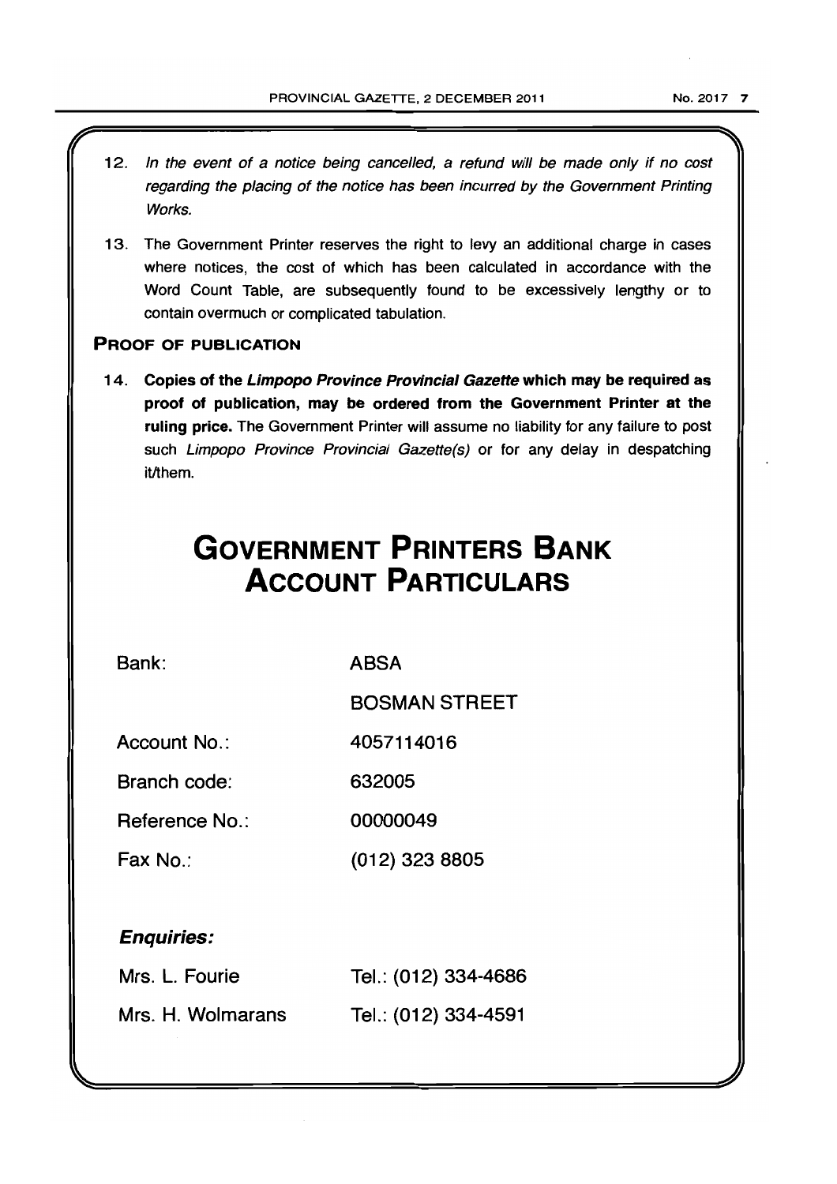12. *In the event of a notice being cancelled, a refund will be made only if no cost regarding the placing of the notice has been incurred by the Government Printing Works.*

13. The Government Printer reserves the right to levy an additional charge in cases where notices, the cost of which has been calculated in accordance with the Word Count Table, are subsequently found to be excessively lengthy or to contain overmuch or complicated tabulation.

### PROOF OF PUBLICATION

14. **Copies of the *Limpopo Province Provincial Gazette* which may be required as proof of publication, may be ordered from the Government Printer at the ruling price.** The Government Printer will assume no liability for any failure to post such *Limpopo Province Provincial Gazette(s)* or for any delay in despatching it/them.

# GOVERNMENT PRINTERS BANK ACCOUNT PARTICULARS

| | |
|---|---|
| Bank: | ABSA |
| | BOSMAN STREET |
| Account No.: | 4057114016 |
| Branch code: | 632005 |
| Reference No.: | 00000049 |
| Fax No.: | (012) 323 8805 |

***Enquiries:***

| | |
|---|---|
| Mrs. L. Fourie | Tel.: (012) 334-4686 |
| Mrs. H. Wolmarans | Tel.: (012) 334-4591 |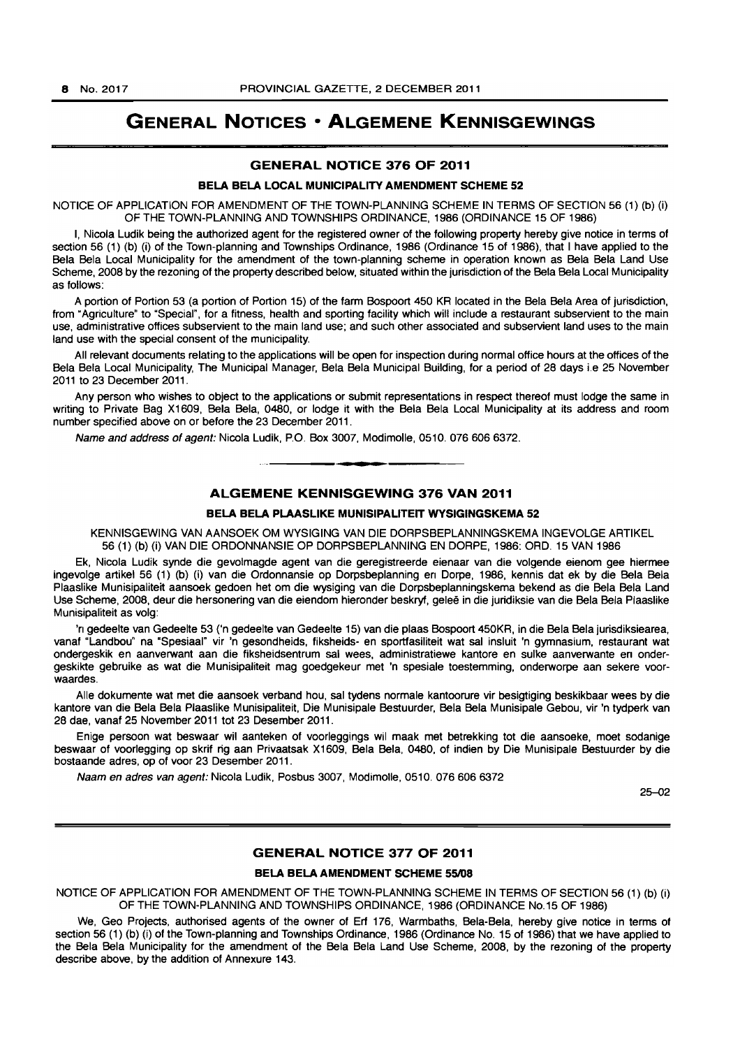# GENERAL NOTICES • ALGEMENE KENNISGEWINGS

## GENERAL NOTICE 376 OF 2011

### BELA BELA LOCAL MUNICIPALITY AMENDMENT SCHEME 52

NOTICE OF APPLICATION FOR AMENDMENT OF THE TOWN-PLANNING SCHEME IN TERMS OF SECTION 56 (1) (b) (i) OF THE TOWN-PLANNING AND TOWNSHIPS ORDINANCE, 1986 (ORDINANCE 15 OF 1986)

I, Nicola Ludik being the authorized agent for the registered owner of the following property hereby give notice in terms of section 56 (1) (b) (i) of the Town-planning and Townships Ordinance, 1986 (Ordinance 15 of 1986), that I have applied to the Bela Bela Local Municipality for the amendment of the town-planning scheme in operation known as Bela Bela Land Use Scheme, 2008 by the rezoning of the property described below, situated within the jurisdiction of the Bela Bela Local Municipality as follows:

A portion of Portion 53 (a portion of Portion 15) of the farm Bospoort 450 KR located in the Bela Bela Area of jurisdiction, from "Agriculture" to "Special", for a fitness, health and sporting facility which will include a restaurant subservient to the main use, administrative offices subservient to the main land use; and such other associated and subservient land uses to the main land use with the special consent of the municipality.

All relevant documents relating to the applications will be open for inspection during normal office hours at the offices of the Bela Bela Local Municipality, The Municipal Manager, Bela Bela Municipal Building, for a period of 28 days i.e 25 November 2011 to 23 December 2011.

Any person who wishes to object to the applications or submit representations in respect thereof must lodge the same in writing to Private Bag X1609, Bela Bela, 0480, or lodge it with the Bela Bela Local Municipality at its address and room number specified above on or before the 23 December 2011.

*Name and address of agent:* Nicola Ludik, P.O. Box 3007, Modimolle, 0510. 076 606 6372.

---

## ALGEMENE KENNISGEWING 376 VAN 2011

### BELA BELA PLAASLIKE MUNISIPALITEIT WYSIGINGSKEMA 52

KENNISGEWING VAN AANSOEK OM WYSIGING VAN DIE DORPSBEPLANNINGSKEMA INGEVOLGE ARTIKEL 56 (1) (b) (i) VAN DIE ORDONNANSIE OP DORPSBEPLANNING EN DORPE, 1986: ORD. 15 VAN 1986

Ek, Nicola Ludik synde die gevolmagde agent van die geregistreerde eienaar van die volgende eienom gee hiermee ingevolge artikel 56 (1) (b) (i) van die Ordonnansie op Dorpsbeplanning en Dorpe, 1986, kennis dat ek by die Bela Bela Plaaslike Munisipaliteit aansoek gedoen het om die wysiging van die Dorpsbeplanningskema bekend as die Bela Bela Land Use Scheme, 2008, deur die hersonering van die eiendom hieronder beskryf, geleë in die juridiksie van die Bela Bela Plaaslike Munisipaliteit as volg:

'n gedeelte van Gedeelte 53 ('n gedeelte van Gedeelte 15) van die plaas Bospoort 450KR, in die Bela Bela jurisdiksiearea, vanaf "Landbou" na "Spesiaal" vir 'n gesondheids, fiksheids- en sportfasiliteit wat sal insluit 'n gymnasium, restaurant wat ondergeskik en aanverwant aan die fiksheidsentrum sal wees, administratiewe kantore en sulke aanverwante en ondergeskikte gebruike as wat die Munisipaliteit mag goedgekeur met 'n spesiale toestemming, onderworpe aan sekere voorwaardes.

Alle dokumente wat met die aansoek verband hou, sal tydens normale kantoorure vir besigtiging beskikbaar wees by die kantore van die Bela Bela Plaaslike Munisipaliteit, Die Munisipale Bestuurder, Bela Bela Munisipale Gebou, vir 'n tydperk van 28 dae, vanaf 25 November 2011 tot 23 Desember 2011.

Enige persoon wat beswaar wil aanteken of voorleggings wil maak met betrekking tot die aansoeke, moet sodanige beswaar of voorlegging op skrif rig aan Privaatsak X1609, Bela Bela, 0480, of indien by Die Munisipale Bestuurder by die bostaande adres, op of voor 23 Desember 2011.

*Naam en adres van agent:* Nicola Ludik, Posbus 3007, Modimolle, 0510. 076 606 6372

25–02

---

## GENERAL NOTICE 377 OF 2011

### BELA BELA AMENDMENT SCHEME 55/08

NOTICE OF APPLICATION FOR AMENDMENT OF THE TOWN-PLANNING SCHEME IN TERMS OF SECTION 56 (1) (b) (i) OF THE TOWN-PLANNING AND TOWNSHIPS ORDINANCE, 1986 (ORDINANCE No.15 OF 1986)

We, Geo Projects, authorised agents of the owner of Erf 176, Warmbaths, Bela-Bela, hereby give notice in terms of section 56 (1) (b) (i) of the Town-planning and Townships Ordinance, 1986 (Ordinance No. 15 of 1986) that we have applied to the Bela Bela Municipality for the amendment of the Bela Bela Land Use Scheme, 2008, by the rezoning of the property describe above, by the addition of Annexure 143.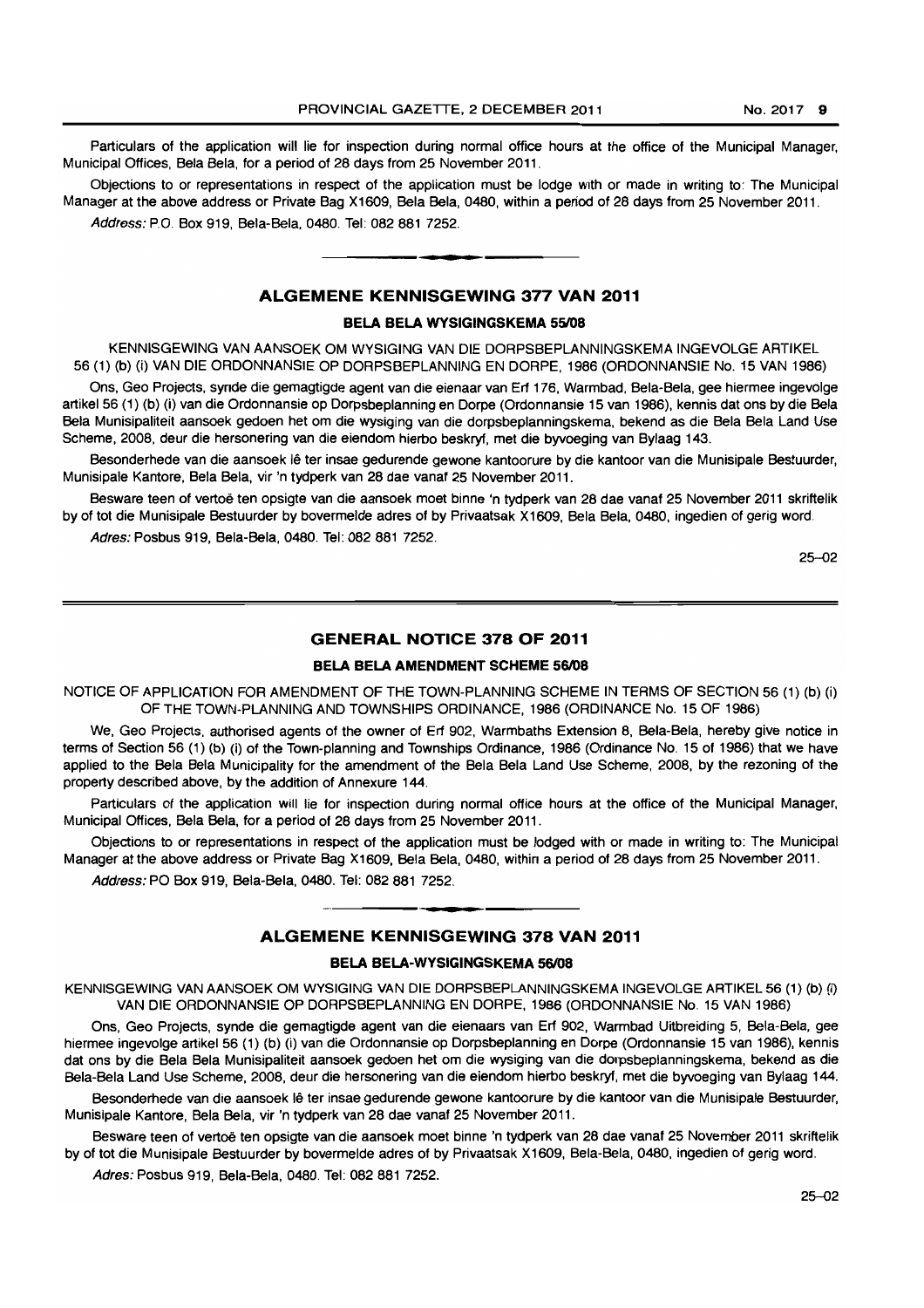Particulars of the application will lie for inspection during normal office hours at the office of the Municipal Manager, Municipal Offices, Bela Bela, for a period of 28 days from 25 November 2011.

Objections to or representations in respect of the application must be lodge with or made in writing to: The Municipal Manager at the above address or Private Bag X1609, Bela Bela, 0480, within a period of 28 days from 25 November 2011.

*Address:* P.O. Box 919, Bela-Bela, 0480. Tel: 082 881 7252.

---

## ALGEMENE KENNISGEWING 377 VAN 2011

### BELA BELA WYSIGINGSKEMA 55/08

KENNISGEWING VAN AANSOEK OM WYSIGING VAN DIE DORPSBEPLANNINGSKEMA INGEVOLGE ARTIKEL 56 (1) (b) (i) VAN DIE ORDONNANSIE OP DORPSBEPLANNING EN DORPE, 1986 (ORDONNANSIE No. 15 VAN 1986)

Ons, Geo Projects, synde die gemagtigde agent van die eienaar van Erf 176, Warmbad, Bela-Bela, gee hiermee ingevolge artikel 56 (1) (b) (i) van die Ordonnansie op Dorpsbeplanning en Dorpe (Ordonnansie 15 van 1986), kennis dat ons by die Bela Bela Munisipaliteit aansoek gedoen het om die wysiging van die dorpsbeplanningskema, bekend as die Bela Bela Land Use Scheme, 2008, deur die hersonering van die eiendom hierbo beskryf, met die byvoeging van Bylaag 143.

Besonderhede van die aansoek lê ter insae gedurende gewone kantoorure by die kantoor van die Munisipale Bestuurder, Munisipale Kantore, Bela Bela, vir 'n tydperk van 28 dae vanaf 25 November 2011.

Besware teen of vertoë ten opsigte van die aansoek moet binne 'n tydperk van 28 dae vanaf 25 November 2011 skriftelik by of tot die Munisipale Bestuurder by bovermelde adres of by Privaatsak X1609, Bela Bela, 0480, ingedien of gerig word.

*Adres:* Posbus 919, Bela-Bela, 0480. Tel: 082 881 7252.

25–02

---

## GENERAL NOTICE 378 OF 2011

### BELA BELA AMENDMENT SCHEME 56/08

NOTICE OF APPLICATION FOR AMENDMENT OF THE TOWN-PLANNING SCHEME IN TERMS OF SECTION 56 (1) (b) (i) OF THE TOWN-PLANNING AND TOWNSHIPS ORDINANCE, 1986 (ORDINANCE No. 15 OF 1986)

We, Geo Projects, authorised agents of the owner of Erf 902, Warmbaths Extension 8, Bela-Bela, hereby give notice in terms of Section 56 (1) (b) (i) of the Town-planning and Townships Ordinance, 1986 (Ordinance No. 15 of 1986) that we have applied to the Bela Bela Municipality for the amendment of the Bela Bela Land Use Scheme, 2008, by the rezoning of the property described above, by the addition of Annexure 144.

Particulars of the application will lie for inspection during normal office hours at the office of the Municipal Manager, Municipal Offices, Bela Bela, for a period of 28 days from 25 November 2011.

Objections to or representations in respect of the application must be lodged with or made in writing to: The Municipal Manager at the above address or Private Bag X1609, Bela Bela, 0480, within a period of 28 days from 25 November 2011.

*Address:* PO Box 919, Bela-Bela, 0480. Tel: 082 881 7252.

---

## ALGEMENE KENNISGEWING 378 VAN 2011

### BELA BELA-WYSIGINGSKEMA 56/08

KENNISGEWING VAN AANSOEK OM WYSIGING VAN DIE DORPSBEPLANNINGSKEMA INGEVOLGE ARTIKEL 56 (1) (b) (i) VAN DIE ORDONNANSIE OP DORPSBEPLANNING EN DORPE, 1986 (ORDONNANSIE No. 15 VAN 1986)

Ons, Geo Projects, synde die gemagtigde agent van die eienaars van Erf 902, Warmbad Uitbreiding 5, Bela-Bela, gee hiermee ingevolge artikel 56 (1) (b) (i) van die Ordonnansie op Dorpsbeplanning en Dorpe (Ordonnansie 15 van 1986), kennis dat ons by die Bela Bela Munisipaliteit aansoek gedoen het om die wysiging van die dorpsbeplanningskema, bekend as die Bela-Bela Land Use Scheme, 2008, deur die hersonering van die eiendom hierbo beskryf, met die byvoeging van Bylaag 144.

Besonderhede van die aansoek lê ter insae gedurende gewone kantoorure by die kantoor van die Munisipale Bestuurder, Munisipale Kantore, Bela Bela, vir 'n tydperk van 28 dae vanaf 25 November 2011.

Besware teen of vertoë ten opsigte van die aansoek moet binne 'n tydperk van 28 dae vanaf 25 November 2011 skriftelik by of tot die Munisipale Bestuurder by bovermelde adres of by Privaatsak X1609, Bela-Bela, 0480, ingedien of gerig word.

*Adres:* Posbus 919, Bela-Bela, 0480. Tel: 082 881 7252.

25–02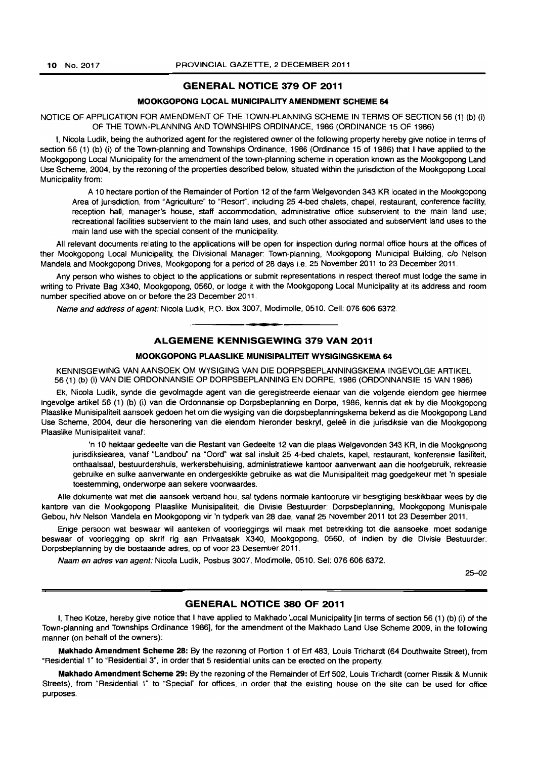## GENERAL NOTICE 379 OF 2011

### MOOKGOPONG LOCAL MUNICIPALITY AMENDMENT SCHEME 64

NOTICE OF APPLICATION FOR AMENDMENT OF THE TOWN-PLANNING SCHEME IN TERMS OF SECTION 56 (1) (b) (i) OF THE TOWN-PLANNING AND TOWNSHIPS ORDINANCE, 1986 (ORDINANCE 15 OF 1986)

I, Nicola Ludik, being the authorized agent for the registered owner of the following property hereby give notice in terms of section 56 (1) (b) (i) of the Town-planning and Townships Ordinance, 1986 (Ordinance 15 of 1986) that I have applied to the Mookgopong Local Municipality for the amendment of the town-planning scheme in operation known as the Mookgopong Land Use Scheme, 2004, by the rezoning of the properties described below, situated within the jurisdiction of the Mookgopong Local Municipality from:

A 10 hectare portion of the Remainder of Portion 12 of the farm Welgevonden 343 KR located in the Mookgopong Area of jurisdiction, from "Agriculture" to "Resort", including 25 4-bed chalets, chapel, restaurant, conference facility, reception hall, manager's house, staff accommodation, administrative office subservient to the main land use; recreational facilities subservient to the main land uses, and such other associated and subservient land uses to the main land use with the special consent of the municipality.

All relevant documents relating to the applications will be open for inspection during normal office hours at the offices of ther Mookgopong Local Municipality, the Divisional Manager: Town-planning, Mookgopong Municipal Building, c/o Nelson Mandela and Mookgopong Drives, Mookgopong for a period of 28 days i.e. 25 November 2011 to 23 December 2011.

Any person who wishes to object to the applications or submit representations in respect thereof must lodge the same in writing to Private Bag X340, Mookgopong, 0560, or lodge it with the Mookgopong Local Municipality at its address and room number specified above on or before the 23 December 2011.

*Name and address of agent:* Nicola Ludik, P.O. Box 3007, Modimolle, 0510. Cell: 076 606 6372.

---

## ALGEMENE KENNISGEWING 379 VAN 2011

### MOOKGOPONG PLAASLIKE MUNISIPALITEIT WYSIGINGSKEMA 64

KENNISGEWING VAN AANSOEK OM WYSIGING VAN DIE DORPSBEPLANNINGSKEMA INGEVOLGE ARTIKEL 56 (1) (b) (i) VAN DIE ORDONNANSIE OP DORPSBEPLANNING EN DORPE, 1986 (ORDONNANSIE 15 VAN 1986)

Ek, Nicola Ludik, synde die gevolmagde agent van die geregistreerde eienaar van die volgende eiendom gee hiermee ingevolge artikel 56 (1) (b) (i) van die Ordonnansie op Dorpsbeplanning en Dorpe, 1986, kennis dat ek by die Mookgopong Plaaslike Munisipaliteit aansoek gedoen het om die wysiging van die dorpsbeplanningskema bekend as die Mookgopong Land Use Scheme, 2004, deur die hersonering van die eiendom hieronder beskryf, geleë in die jurisdiksie van die Mookgopong Plaaslike Munisipaliteit vanaf:

'n 10 hektaar gedeelte van die Restant van Gedeelte 12 van die plaas Welgevonden 343 KR, in die Mookgopong jurisdiksiearea, vanaf "Landbou" na "Oord" wat sal insluit 25 4-bed chalets, kapel, restaurant, konferensie fasiliteit, onthaalsaal, bestuurdershuis, werkersbehuising, administratiewe kantoor aanverwant aan die hoofgebruik, rekreasie gebruike en sulke aanverwante en ondergeskikte gebruike as wat die Munisipaliteit mag goedgekeur met 'n spesiale toestemming, onderworpe aan sekere voorwaardes.

Alle dokumente wat met die aansoek verband hou, sal tydens normale kantoorure vir besigtiging beskikbaar wees by die kantore van die Mookgopong Plaaslike Munisipaliteit, die Divisie Bestuurder: Dorpsbeplanning, Mookgopong Munisipale Gebou, h/v Nelson Mandela en Mookgopong vir 'n tydperk van 28 dae, vanaf 25 November 2011 tot 23 Desember 2011.

Enige persoon wat beswaar wil aanteken of voorleggings wil maak met betrekking tot die aansoeke, moet sodanige beswaar of voorlegging op skrif rig aan Privaatsak X340, Mookgopong, 0560, of indien by die Divisie Bestuurder: Dorpsbeplanning by die bostaande adres, op of voor 23 Desember 2011.

*Naam en adres van agent:* Nicola Ludik, Posbus 3007, Modimolle, 0510. Sel: 076 606 6372.

25–02

---

## GENERAL NOTICE 380 OF 2011

I, Theo Kotze, hereby give notice that I have applied to Makhado Local Municipality [in terms of section 56 (1) (b) (i) of the Town-planning and Townships Ordinance 1986], for the amendment of the Makhado Land Use Scheme 2009, in the following manner (on behalf of the owners):

**Makhado Amendment Scheme 28:** By the rezoning of Portion 1 of Erf 483, Louis Trichardt (64 Douthwaite Street), from "Residential 1" to "Residential 3", in order that 5 residential units can be erected on the property.

**Makhado Amendment Scheme 29:** By the rezoning of the Remainder of Erf 502, Louis Trichardt (corner Rissik & Munnik Streets), from "Residential 1" to "Special" for offices, in order that the existing house on the site can be used for office purposes.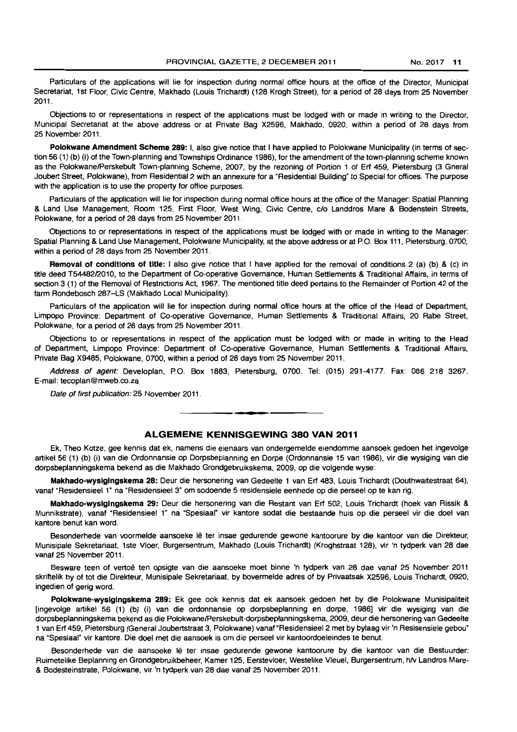Particulars of the applications will lie for inspection during normal office hours at the office of the Director, Municipal Secretariat, 1st Floor, Civic Centre, Makhado (Louis Trichardt) (128 Krogh Street), for a period of 28 days from 25 November 2011.

Objections to or representations in respect of the applications must be lodged with or made in writing to the Director, Municipal Secretariat at the above address or at Private Bag X2596, Makhado, 0920, within a period of 28 days from 25 November 2011.

**Polokwane Amendment Scheme 289:** I, also give notice that I have applied to Polokwane Municipality (in terms of section 56 (1) (b) (i) of the Town-planning and Townships Ordinance 1986), for the amendment of the town-planning scheme known as the Polokwane/Perskebult Town-planning Scheme, 2007, by the rezoning of Portion 1 of Erf 459, Pietersburg (3 Gneral Joubert Street, Polokwane), from Residential 2 with an annexure for a "Residential Building" to Special for offices. The purpose with the application is to use the property for office purposes.

Particulars of the application will lie for inspection during normal office hours at the office of the Manager: Spatial Planning & Land Use Management, Room 125, First Floor, West Wing, Civic Centre, c/o Landdros Mare & Bodenstein Streets, Polokwane, for a period of 28 days from 25 November 2011.

Objections to or representations in respect of the applications must be lodged with or made in writing to the Manager: Spatial Planning & Land Use Management, Polokwane Municipality, at the above address or at P.O. Box 111, Pietersburg, 0700, within a period of 28 days from 25 November 2011.

**Removal of conditions of title:** I also give notice that I have applied for the removal of conditions 2 (a) (b) & (c) in title deed T54482/2010, to the Department of Co-operative Governance, Human Settlements & Traditional Affairs, in terms of section 3 (1) of the Removal of Restrictions Act, 1967. The mentioned title deed pertains to the Remainder of Portion 42 of the farm Rondebosch 287–LS (Makhado Local Municipality).

Particulars of the application will lie for inspection during normal office hours at the office of the Head of Department, Limpopo Province: Department of Co-operative Governance, Human Settlements & Traditional Affairs, 20 Rabe Street, Polokwane, for a period of 28 days from 25 November 2011.

Objections to or representations in respect of the application must be lodged with or made in writing to the Head of Department, Limpopo Province: Department of Co-operative Governance, Human Settlements & Traditional Affairs, Private Bag X9485, Polokwane, 0700, within a period of 28 days from 25 November 2011.

*Address of agent:* Developlan, P.O. Box 1883, Pietersburg, 0700. Tel: (015) 291-4177. Fax: 086 218 3267. E-mail: tecoplan@mweb.co.za

*Date of first publication:* 25 November 2011.

---

## ALGEMENE KENNISGEWING 380 VAN 2011

Ek, Theo Kotze, gee kennis dat ek, namens die eienaars van ondergemelde eiendomme aansoek gedoen het ingevolge artikel 56 (1) (b) (i) van die Ordonnansie op Dorpsbeplanning en Dorpe (Ordonnansie 15 van 1986), vir die wysiging van die dorpsbeplanningskema bekend as die Makhado Grondgebruikskema, 2009, op die volgende wyse:

**Makhado-wysigingskema 28:** Deur die hersonering van Gedeelte 1 van Erf 483, Louis Trichardt (Douthwaitestraat 64), vanaf "Residensieel 1" na "Residensieel 3" om sodoende 5 residensiele eenhede op die perseel op te kan rig.

**Makhado-wysigingskema 29:** Deur die hersonering van die Restant van Erf 502, Louis Trichardt (hoek van Rissik & Munnikstrate), vanaf "Residensieel 1" na "Spesiaal" vir kantore sodat die bestaande huis op die perseel vir die doel van kantore benut kan word.

Besonderhede van voormelde aansoeke lê ter insae gedurende gewone kantoorure by die kantoor van die Direkteur, Munisipale Sekretariaat, 1ste Vloer, Burgersentrum, Makhado (Louis Trichardt) (Kroghstraat 128), vir 'n tydperk van 28 dae vanaf 25 November 2011.

Besware teen of vertoë ten opsigte van die aansoeke moet binne 'n tydperk van 28 dae vanaf 25 November 2011 skriftelik by of tot die Direkteur, Munisipale Sekretariaat, by bovermelde adres of by Privaatsak X2596, Louis Trichardt, 0920, ingedien of gerig word.

**Polokwane-wysigingskema 289:** Ek gee ook kennis dat ek aansoek gedoen het by die Polokwane Munisipaliteit [ingevolge artikel 56 (1) (b) (i) van die ordonnansie op dorpsbeplanning en dorpe, 1986] vir die wysiging van die dorpsbeplanningskema bekend as die Polokwane/Perskebult-dorpsbeplanningskema, 2009, deur die hersonering van Gedeelte 1 van Erf 459, Pietersburg (General Joubertstraat 3, Polokwane) vanaf "Residensieel 2 met by bylaag vir 'n Resisensiele gebou" na "Spesiaal" vir kantore. Die doel met die aansoek is om die perseel vir kantoordoeleindes te benut.

Besonderhede van die aansoeke lê ter insae gedurende gewone kantoorure by die kantoor van die Bestuurder: Ruimetelike Beplanning en Grondgebruikbeheer, Kamer 125, Eerstevloer, Westelike Vleuel, Burgersentrum, h/v Landros Mare- & Bodesteinstrate, Polokwane, vir 'n tydperk van 28 dae vanaf 25 November 2011.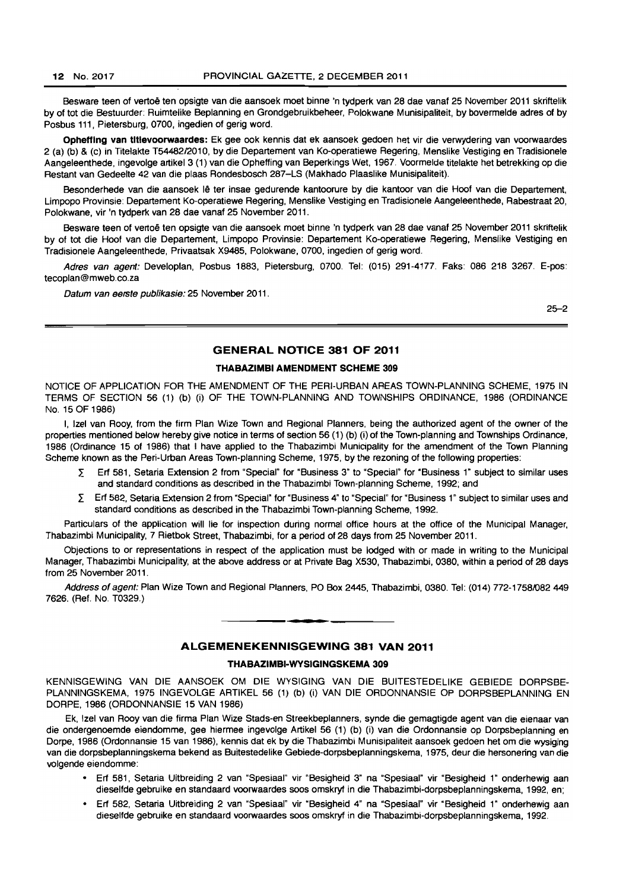Besware teen of vertoë ten opsigte van die aansoek moet binne 'n tydperk van 28 dae vanaf 25 November 2011 skriftelik by of tot die Bestuurder: Ruimtelike Beplanning en Grondgebruikbeheer, Polokwane Munisipaliteit, by bovermelde adres of by Posbus 111, Pietersburg, 0700, ingedien of gerig word.

**Opheffing van titelvoorwaardes:** Ek gee ook kennis dat ek aansoek gedoen het vir die verwydering van voorwaardes 2 (a) (b) & (c) in Titelakte T54482/2010, by die Departement van Ko-operatiewe Regering, Menslike Vestiging en Tradisionele Aangeleenthede, ingevolge artikel 3 (1) van die Opheffing van Beperkings Wet, 1967. Voormelde titelakte het betrekking op die Restant van Gedeelte 42 van die plaas Rondesbosch 287–LS (Makhado Plaaslike Munisipaliteit).

Besonderhede van die aansoek lê ter insae gedurende kantoorure by die kantoor van die Hoof van die Departement, Limpopo Provinsie: Departement Ko-operatiewe Regering, Menslike Vestiging en Tradisionele Aangeleenthede, Rabestraat 20, Polokwane, vir 'n tydperk van 28 dae vanaf 25 November 2011.

Besware teen of vertoë ten opsigte van die aansoek moet binne 'n tydperk van 28 dae vanaf 25 November 2011 skriftelik by of tot die Hoof van die Departement, Limpopo Provinsie: Departement Ko-operatiewe Regering, Menslike Vestiging en Tradisionele Aangeleenthede, Privaatsak X9485, Polokwane, 0700, ingedien of gerig word.

*Adres van agent:* Developlan, Posbus 1883, Pietersburg, 0700. Tel: (015) 291-4177. Faks: 086 218 3267. E-pos: tecoplan@mweb.co.za

*Datum van eerste publikasie:* 25 November 2011.

25–2

## GENERAL NOTICE 381 OF 2011

### THABAZIMBI AMENDMENT SCHEME 309

NOTICE OF APPLICATION FOR THE AMENDMENT OF THE PERI-URBAN AREAS TOWN-PLANNING SCHEME, 1975 IN TERMS OF SECTION 56 (1) (b) (i) OF THE TOWN-PLANNING AND TOWNSHIPS ORDINANCE, 1986 (ORDINANCE No. 15 OF 1986)

I, Izel van Rooy, from the firm Plan Wize Town and Regional Planners, being the authorized agent of the owner of the properties mentioned below hereby give notice in terms of section 56 (1) (b) (i) of the Town-planning and Townships Ordinance, 1986 (Ordinance 15 of 1986) that I have applied to the Thabazimbi Municipality for the amendment of the Town Planning Scheme known as the Peri-Urban Areas Town-planning Scheme, 1975, by the rezoning of the following properties:

- Erf 581, Setaria Extension 2 from "Special" for "Business 3" to "Special" for "Business 1" subject to similar uses and standard conditions as described in the Thabazimbi Town-planning Scheme, 1992; and
- Erf 582, Setaria Extension 2 from "Special" for "Business 4" to "Special" for "Business 1" subject to similar uses and standard conditions as described in the Thabazimbi Town-planning Scheme, 1992.

Particulars of the application will lie for inspection during normal office hours at the office of the Municipal Manager, Thabazimbi Municipality, 7 Rietbok Street, Thabazimbi, for a period of 28 days from 25 November 2011.

Objections to or representations in respect of the application must be lodged with or made in writing to the Municipal Manager, Thabazimbi Municipality, at the above address or at Private Bag X530, Thabazimbi, 0380, within a period of 28 days from 25 November 2011.

*Address of agent:* Plan Wize Town and Regional Planners, PO Box 2445, Thabazimbi, 0380. Tel: (014) 772-1758/082 449 7626. (Ref. No. T0329.)

## ALGEMENEKENNISGEWING 381 VAN 2011

### THABAZIMBI-WYSIGINGSKEMA 309

KENNISGEWING VAN DIE AANSOEK OM DIE WYSIGING VAN DIE BUITESTEDELIKE GEBIEDE DORPSBEPLANNINGSKEMA, 1975 INGEVOLGE ARTIKEL 56 (1) (b) (i) VAN DIE ORDONNANSIE OP DORPSBEPLANNING EN DORPE, 1986 (ORDONNANSIE 15 VAN 1986)

Ek, Izel van Rooy van die firma Plan Wize Stads-en Streekbeplanners, synde die gemagtigde agent van die eienaar van die ondergenoemde eiendomme, gee hiermee ingevolge Artikel 56 (1) (b) (i) van die Ordonnansie op Dorpsbeplanning en Dorpe, 1986 (Ordonnansie 15 van 1986), kennis dat ek by die Thabazimbi Munisipaliteit aansoek gedoen het om die wysiging van die dorpsbeplanningskema bekend as Buitestedelike Gebiede-dorpsbeplanningskema, 1975, deur die hersonering van die volgende eiendomme:

- Erf 581, Setaria Uitbreiding 2 van "Spesiaal" vir "Besigheid 3" na "Spesiaal" vir "Besigheid 1" onderhewig aan dieselfde gebruike en standaard voorwaardes soos omskryf in die Thabazimbi-dorpsbeplanningskema, 1992, en;
- Erf 582, Setaria Uitbreiding 2 van "Spesiaal" vir "Besigheid 4" na "Spesiaal" vir "Besigheid 1" onderhewig aan dieselfde gebruike en standaard voorwaardes soos omskryf in die Thabazimbi-dorpsbeplanningskema, 1992.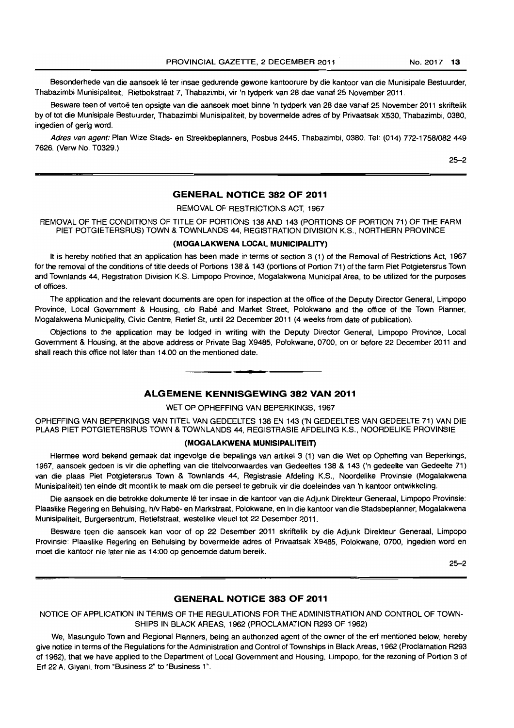Besonderhede van die aansoek lê ter insae gedurende gewone kantoorure by die kantoor van die Munisipale Bestuurder, Thabazimbi Munisipaliteit, Rietbokstraat 7, Thabazimbi, vir 'n tydperk van 28 dae vanaf 25 November 2011.

Besware teen of vertoë ten opsigte van die aansoek moet binne 'n tydperk van 28 dae vanaf 25 November 2011 skriftelik by of tot die Munisipale Bestuurder, Thabazimbi Munisipaliteit, by bovermelde adres of by Privaatsak X530, Thabazimbi, 0380, ingedien of gerig word.

*Adres van agent:* Plan Wize Stads- en Streekbeplanners, Posbus 2445, Thabazimbi, 0380. Tel: (014) 772-1758/082 449 7626. (Verw No. T0329.)

25–2

## GENERAL NOTICE 382 OF 2011

REMOVAL OF RESTRICTIONS ACT, 1967

REMOVAL OF THE CONDITIONS OF TITLE OF PORTIONS 138 AND 143 (PORTIONS OF PORTION 71) OF THE FARM PIET POTGIETERSRUS) TOWN & TOWNLANDS 44, REGISTRATION DIVISION K.S., NORTHERN PROVINCE

**(MOGALAKWENA LOCAL MUNICIPALITY)**

It is hereby notified that an application has been made in terms of section 3 (1) of the Removal of Restrictions Act, 1967 for the removal of the conditions of title deeds of Portions 138 & 143 (portions of Portion 71) of the farm Piet Potgietersrus Town and Townlands 44, Registration Division K.S. Limpopo Province, Mogalakwena Municipal Area, to be utilized for the purposes of offices.

The application and the relevant documents are open for inspection at the office of the Deputy Director General, Limpopo Province, Local Government & Housing, c/o Rabé and Market Street, Polokwane and the office of the Town Planner, Mogalakwena Municipality, Civic Centre, Retief St, until 22 December 2011 (4 weeks from date of publication).

Objections to the application may be lodged in writing with the Deputy Director General, Limpopo Province, Local Government & Housing, at the above address or Private Bag X9485, Polokwane, 0700, on or before 22 December 2011 and shall reach this office not later than 14:00 on the mentioned date.

## ALGEMENE KENNISGEWING 382 VAN 2011

WET OP OPHEFFING VAN BEPERKINGS, 1967

OPHEFFING VAN BEPERKINGS VAN TITEL VAN GEDEELTES 138 EN 143 ('N GEDEELTES VAN GEDEELTE 71) VAN DIE PLAAS PIET POTGIETERSRUS TOWN & TOWNLANDS 44, REGISTRASIE AFDELING K.S., NOORDELIKE PROVINSIE

**(MOGALAKWENA MUNISIPALITEIT)**

Hiermee word bekend gemaak dat ingevolge die bepalings van artikel 3 (1) van die Wet op Opheffing van Beperkings, 1967, aansoek gedoen is vir die opheffing van die titelvoorwaardes van Gedeeltes 138 & 143 ('n gedeelte van Gedeelte 71) van die plaas Piet Potgietersrus Town & Townlands 44, Registrasie Afdeling K.S., Noordelike Provinsie (Mogalakwena Munisipaliteit) ten einde dit moontlik te maak om die perseel te gebruik vir die doeleindes van 'n kantoor ontwikkeling.

Die aansoek en die betrokke dokumente lê ter insae in die kantoor van die Adjunk Direkteur Generaal, Limpopo Provinsie: Plaaslike Regering en Behuising, h/v Rabé- en Markstraat, Polokwane, en in die kantoor van die Stadsbeplanner, Mogalakwena Munisipaliteit, Burgersentrum, Retiefstraat, westelike vleuel tot 22 Desember 2011.

Besware teen die aansoek kan voor of op 22 Desember 2011 skriftelik by die Adjunk Direkteur Generaal, Limpopo Provinsie: Plaaslike Regering en Behuising by bovermelde adres of Privaatsak X9485, Polokwane, 0700, ingedien word en moet die kantoor nie later nie as 14:00 op genoemde datum bereik.

25–2

## GENERAL NOTICE 383 OF 2011

NOTICE OF APPLICATION IN TERMS OF THE REGULATIONS FOR THE ADMINISTRATION AND CONTROL OF TOWNSHIPS IN BLACK AREAS, 1962 (PROCLAMATION R293 OF 1962)

We, Masungulo Town and Regional Planners, being an authorized agent of the owner of the erf mentioned below, hereby give notice in terms of the Regulations for the Administration and Control of Townships in Black Areas, 1962 (Proclamation R293 of 1962), that we have applied to the Department of Local Government and Housing, Limpopo, for the rezoning of Portion 3 of Erf 22 A, Giyani, from "Business 2" to "Business 1".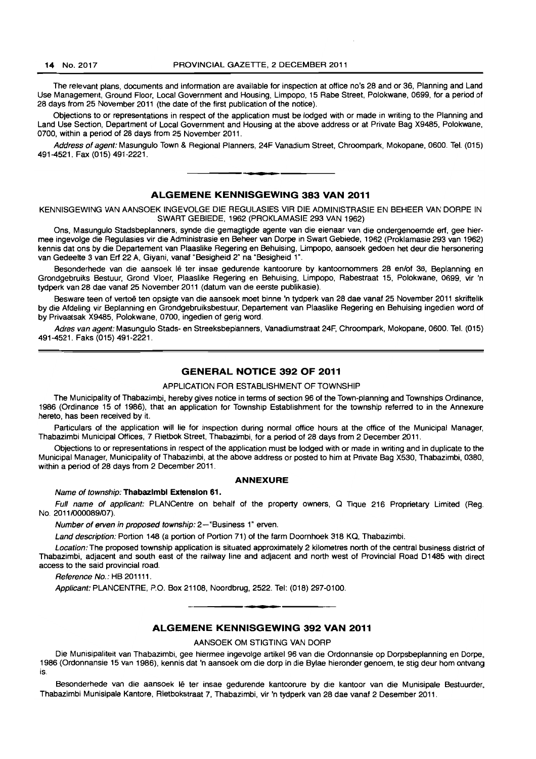The relevant plans, documents and information are available for inspection at office no's 28 and or 36, Planning and Land Use Management, Ground Floor, Local Government and Housing, Limpopo, 15 Rabe Street, Polokwane, 0699, for a period of 28 days from 25 November 2011 (the date of the first publication of the notice).

Objections to or representations in respect of the application must be lodged with or made in writing to the Planning and Land Use Section, Department of Local Government and Housing at the above address or at Private Bag X9485, Polokwane, 0700, within a period of 28 days from 25 November 2011.

*Address of agent:* Masungulo Town & Regional Planners, 24F Vanadium Street, Chroompark, Mokopane, 0600. Tel. (015) 491-4521. Fax (015) 491-2221.

---

## ALGEMENE KENNISGEWING 383 VAN 2011

KENNISGEWING VAN AANSOEK INGEVOLGE DIE REGULASIES VIR DIE ADMINISTRASIE EN BEHEER VAN DORPE IN SWART GEBIEDE, 1962 (PROKLAMASIE 293 VAN 1962)

Ons, Masungulo Stadsbeplanners, synde die gemagtigde agente van die eienaar van die ondergenoemde erf, gee hiermee ingevolge die Regulasies vir die Administrasie en Beheer van Dorpe in Swart Gebiede, 1962 (Proklamasie 293 van 1962) kennis dat ons by die Departement van Plaaslike Regering en Behuising, Limpopo, aansoek gedoen het deur die hersonering van Gedeelte 3 van Erf 22 A, Giyani, vanaf "Besigheid 2" na "Besigheid 1".

Besonderhede van die aansoek lê ter insae gedurende kantoorure by kantoornommers 28 en/of 36, Beplanning en Grondgebruiks Bestuur, Grond Vloer, Plaaslike Regering en Behuising, Limpopo, Rabestraat 15, Polokwane, 0699, vir 'n tydperk van 28 dae vanaf 25 November 2011 (datum van die eerste publikasie).

Besware teen of vertoë ten opsigte van die aansoek moet binne 'n tydperk van 28 dae vanaf 25 November 2011 skriftelik by die Afdeling vir Beplanning en Grondgebruiksbestuur, Departement van Plaaslike Regering en Behuising ingedien word of by Privaatsak X9485, Polokwane, 0700, ingedien of gerig word.

*Adres van agent:* Masungulo Stads- en Streeksbeplanners, Vanadiumstraat 24F, Chroompark, Mokopane, 0600. Tel. (015) 491-4521. Faks (015) 491-2221.

---

## GENERAL NOTICE 392 OF 2011

APPLICATION FOR ESTABLISHMENT OF TOWNSHIP

The Municipality of Thabazimbi, hereby gives notice in terms of section 96 of the Town-planning and Townships Ordinance, 1986 (Ordinance 15 of 1986), that an application for Township Establishment for the township referred to in the Annexure hereto, has been received by it.

Particulars of the application will lie for inspection during normal office hours at the office of the Municipal Manager, Thabazimbi Municipal Offices, 7 Rietbok Street, Thabazimbi, for a period of 28 days from 2 December 2011.

Objections to or representations in respect of the application must be lodged with or made in writing and in duplicate to the Municipal Manager, Municipality of Thabazimbi, at the above address or posted to him at Private Bag X530, Thabazimbi, 0380, within a period of 28 days from 2 December 2011.

### ANNEXURE

*Name of township:* **Thabazimbi Extension 61.**

*Full name of applicant:* PLANCentre on behalf of the property owners, Q Tique 216 Proprietary Limited (Reg. No. 2011/000089/07).

*Number of erven in proposed township:* 2—"Business 1" erven.

*Land description:* Portion 148 (a portion of Portion 71) of the farm Doornhoek 318 KQ, Thabazimbi.

*Location:* The proposed township application is situated approximately 2 kilometres north of the central business district of Thabazimbi, adjacent and south east of the railway line and adjacent and north west of Provincial Road D1485 with direct access to the said provincial road.

*Reference No.:* HB 201111.

*Applicant:* PLANCENTRE, P.O. Box 21108, Noordbrug, 2522. Tel: (018) 297-0100.

---

## ALGEMENE KENNISGEWING 392 VAN 2011

AANSOEK OM STIGTING VAN DORP

Die Munisipaliteit van Thabazimbi, gee hiermee ingevolge artikel 96 van die Ordonnansie op Dorpsbeplanning en Dorpe, 1986 (Ordonnansie 15 van 1986), kennis dat 'n aansoek om die dorp in die Bylae hieronder genoem, te stig deur hom ontvang is.

Besonderhede van die aansoek lê ter insae gedurende kantoorure by die kantoor van die Munisipale Bestuurder, Thabazimbi Munisipale Kantore, Rietbokstraat 7, Thabazimbi, vir 'n tydperk van 28 dae vanaf 2 Desember 2011.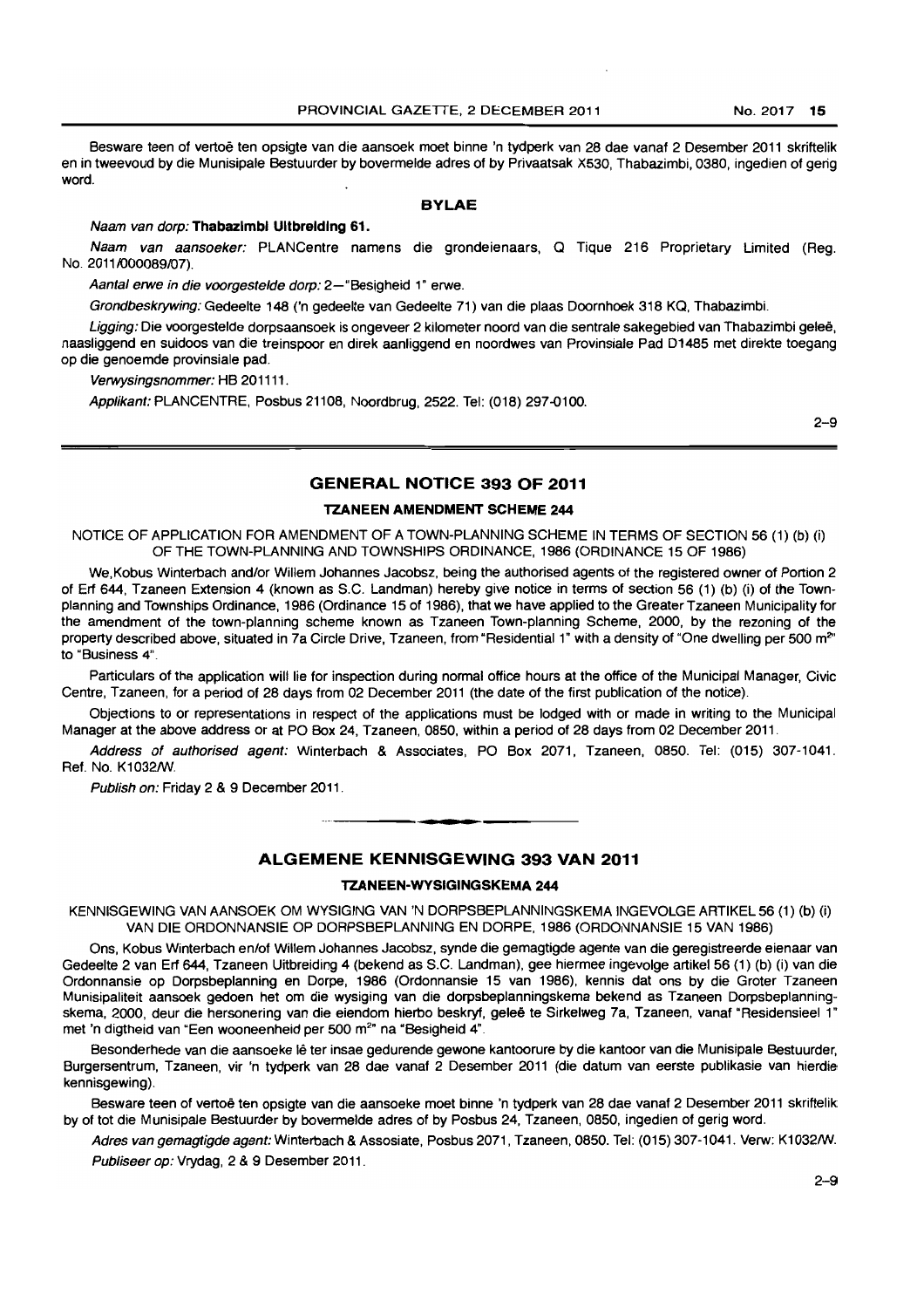Besware teen of vertoë ten opsigte van die aansoek moet binne 'n tydperk van 28 dae vanaf 2 Desember 2011 skriftelik en in tweevoud by die Munisipale Bestuurder by bovermelde adres of by Privaatsak X530, Thabazimbi, 0380, ingedien of gerig word.

**BYLAE**

*Naam van dorp:* **Thabazimbi Uitbreiding 61.**

*Naam van aansoeker:* PLANCentre namens die grondeienaars, Q Tique 216 Proprietary Limited (Reg. No. 2011/000089/07).

*Aantal erwe in die voorgestelde dorp:* 2—"Besigheid 1" erwe.

*Grondbeskrywing:* Gedeelte 148 ('n gedeelte van Gedeelte 71) van die plaas Doornhoek 318 KQ, Thabazimbi.

*Ligging:* Die voorgestelde dorpsaansoek is ongeveer 2 kilometer noord van die sentrale sakegebied van Thabazimbi geleë, naasliggend en suidoos van die treinspoor en direk aanliggend en noordwes van Provinsiale Pad D1485 met direkte toegang op die genoemde provinsiale pad.

*Verwysingsnommer:* HB 201111.

*Applikant:* PLANCENTRE, Posbus 21108, Noordbrug, 2522. Tel: (018) 297-0100.

2–9

## GENERAL NOTICE 393 OF 2011

### TZANEEN AMENDMENT SCHEME 244

NOTICE OF APPLICATION FOR AMENDMENT OF A TOWN-PLANNING SCHEME IN TERMS OF SECTION 56 (1) (b) (i) OF THE TOWN-PLANNING AND TOWNSHIPS ORDINANCE, 1986 (ORDINANCE 15 OF 1986)

We, Kobus Winterbach and/or Willem Johannes Jacobsz, being the authorised agents of the registered owner of Portion 2 of Erf 644, Tzaneen Extension 4 (known as S.C. Landman) hereby give notice in terms of section 56 (1) (b) (i) of the Town-planning and Townships Ordinance, 1986 (Ordinance 15 of 1986), that we have applied to the Greater Tzaneen Municipality for the amendment of the town-planning scheme known as Tzaneen Town-planning Scheme, 2000, by the rezoning of the property described above, situated in 7a Circle Drive, Tzaneen, from "Residential 1" with a density of "One dwelling per 500 m$^{2}$" to "Business 4".

Particulars of the application will lie for inspection during normal office hours at the office of the Municipal Manager, Civic Centre, Tzaneen, for a period of 28 days from 02 December 2011 (the date of the first publication of the notice).

Objections to or representations in respect of the applications must be lodged with or made in writing to the Municipal Manager at the above address or at PO Box 24, Tzaneen, 0850, within a period of 28 days from 02 December 2011.

*Address of authorised agent:* Winterbach & Associates, PO Box 2071, Tzaneen, 0850. Tel: (015) 307-1041. Ref. No. K1032/W.

*Publish on:* Friday 2 & 9 December 2011.

## ALGEMENE KENNISGEWING 393 VAN 2011

### TZANEEN-WYSIGINGSKEMA 244

KENNISGEWING VAN AANSOEK OM WYSIGING VAN 'N DORPSBEPLANNINGSKEMA INGEVOLGE ARTIKEL 56 (1) (b) (i) VAN DIE ORDONNANSIE OP DORPSBEPLANNING EN DORPE, 1986 (ORDONNANSIE 15 VAN 1986)

Ons, Kobus Winterbach en/of Willem Johannes Jacobsz, synde die gemagtigde agente van die geregistreerde eienaar van Gedeelte 2 van Erf 644, Tzaneen Uitbreiding 4 (bekend as S.C. Landman), gee hiermee ingevolge artikel 56 (1) (b) (i) van die Ordonnansie op Dorpsbeplanning en Dorpe, 1986 (Ordonnansie 15 van 1986), kennis dat ons by die Groter Tzaneen Munisipaliteit aansoek gedoen het om die wysiging van die dorpsbeplanningskema bekend as Tzaneen Dorpsbeplanningskema, 2000, deur die hersonering van die eiendom hierbo beskryf, geleë te Sirkelweg 7a, Tzaneen, vanaf "Residensieel 1" met 'n digtheid van "Een wooneenheid per 500 m$^{2}$" na "Besigheid 4".

Besonderhede van die aansoeke lê ter insae gedurende gewone kantoorure by die kantoor van die Munisipale Bestuurder, Burgersentrum, Tzaneen, vir 'n tydperk van 28 dae vanaf 2 Desember 2011 (die datum van eerste publikasie van hierdie kennisgewing).

Besware teen of vertoë ten opsigte van die aansoeke moet binne 'n tydperk van 28 dae vanaf 2 Desember 2011 skriftelik by of tot die Munisipale Bestuurder by bovermelde adres of by Posbus 24, Tzaneen, 0850, ingedien of gerig word.

*Adres van gemagtigde agent:* Winterbach & Assosiate, Posbus 2071, Tzaneen, 0850. Tel: (015) 307-1041. Verw: K1032/W.

*Publiseer op:* Vrydag, 2 & 9 Desember 2011.

2–9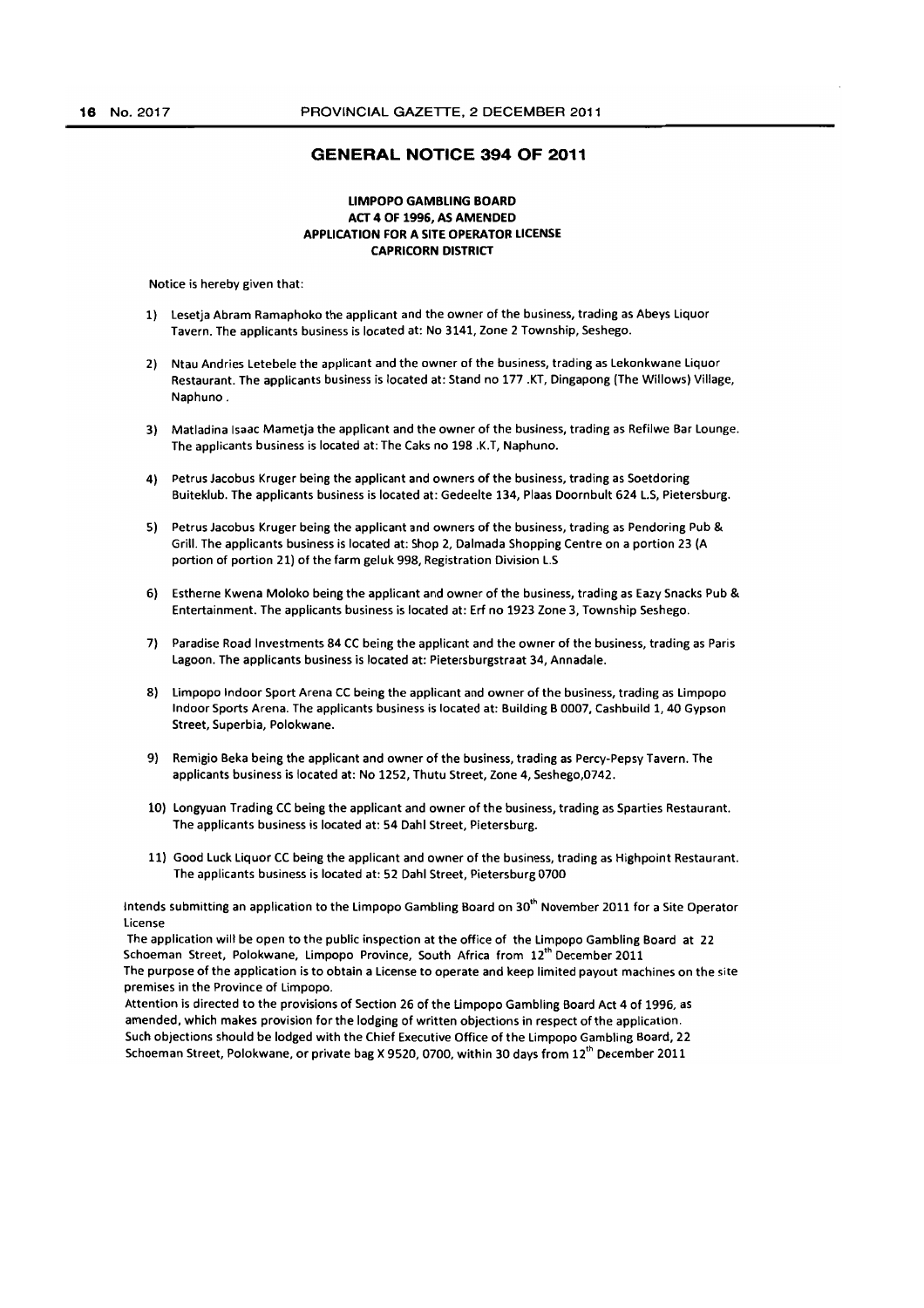## GENERAL NOTICE 394 OF 2011

**LIMPOPO GAMBLING BOARD**
**ACT 4 OF 1996, AS AMENDED**
**APPLICATION FOR A SITE OPERATOR LICENSE**
**CAPRICORN DISTRICT**

Notice is hereby given that:

1) Lesetja Abram Ramaphoko the applicant and the owner of the business, trading as Abeys Liquor Tavern. The applicants business is located at: No 3141, Zone 2 Township, Seshego.

2) Ntau Andries Letebele the applicant and the owner of the business, trading as Lekonkwane Liquor Restaurant. The applicants business is located at: Stand no 177 .KT, Dingapong (The Willows) Village, Naphuno .

3) Matladina Isaac Mametja the applicant and the owner of the business, trading as Refilwe Bar Lounge. The applicants business is located at: The Caks no 198 .K.T, Naphuno.

4) Petrus Jacobus Kruger being the applicant and owners of the business, trading as Soetdoring Buiteklub. The applicants business is located at: Gedeelte 134, Plaas Doornbult 624 L.S, Pietersburg.

5) Petrus Jacobus Kruger being the applicant and owners of the business, trading as Pendoring Pub & Grill. The applicants business is located at: Shop 2, Dalmada Shopping Centre on a portion 23 (A portion of portion 21) of the farm geluk 998, Registration Division L.S

6) Estherne Kwena Moloko being the applicant and owner of the business, trading as Eazy Snacks Pub & Entertainment. The applicants business is located at: Erf no 1923 Zone 3, Township Seshego.

7) Paradise Road Investments 84 CC being the applicant and the owner of the business, trading as Paris Lagoon. The applicants business is located at: Pietersburgstraat 34, Annadale.

8) Limpopo Indoor Sport Arena CC being the applicant and owner of the business, trading as Limpopo Indoor Sports Arena. The applicants business is located at: Building B 0007, Cashbuild 1, 40 Gypson Street, Superbia, Polokwane.

9) Remigio Beka being the applicant and owner of the business, trading as Percy-Pepsy Tavern. The applicants business is located at: No 1252, Thutu Street, Zone 4, Seshego,0742.

10) Longyuan Trading CC being the applicant and owner of the business, trading as Sparties Restaurant. The applicants business is located at: 54 Dahl Street, Pietersburg.

11) Good Luck Liquor CC being the applicant and owner of the business, trading as Highpoint Restaurant. The applicants business is located at: 52 Dahl Street, Pietersburg 0700

Intends submitting an application to the Limpopo Gambling Board on 30th November 2011 for a Site Operator License

The application will be open to the public inspection at the office of the Limpopo Gambling Board at 22 Schoeman Street, Polokwane, Limpopo Province, South Africa from 12th December 2011

The purpose of the application is to obtain a License to operate and keep limited payout machines on the site premises in the Province of Limpopo.

Attention is directed to the provisions of Section 26 of the Limpopo Gambling Board Act 4 of 1996, as amended, which makes provision for the lodging of written objections in respect of the application.

Such objections should be lodged with the Chief Executive Office of the Limpopo Gambling Board, 22 Schoeman Street, Polokwane, or private bag X 9520, 0700, within 30 days from 12th December 2011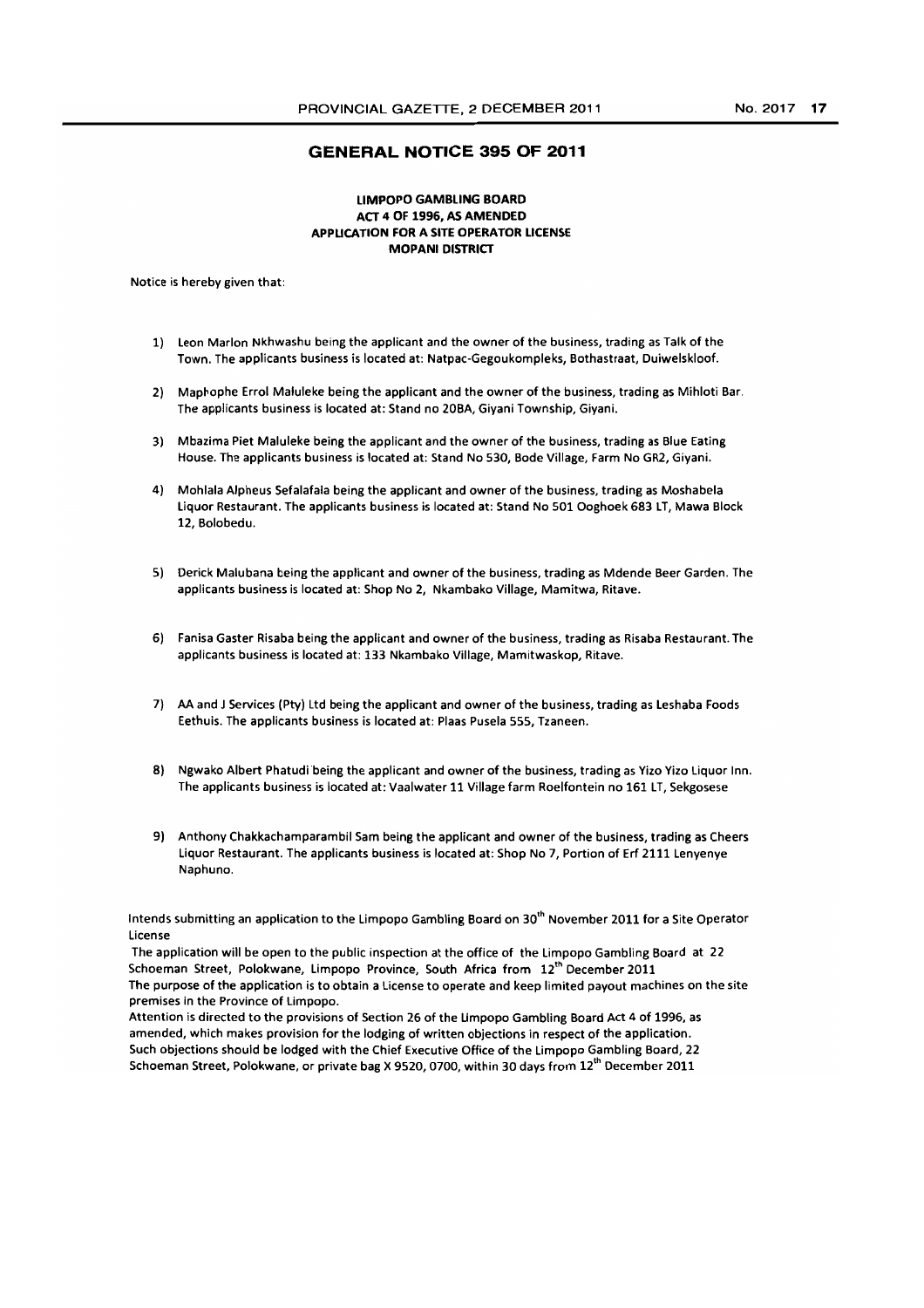## GENERAL NOTICE 395 OF 2011

**LIMPOPO GAMBLING BOARD**
**ACT 4 OF 1996, AS AMENDED**
**APPLICATION FOR A SITE OPERATOR LICENSE**
**MOPANI DISTRICT**

Notice is hereby given that:

1) Leon Marlon Nkhwashu being the applicant and the owner of the business, trading as Talk of the Town. The applicants business is located at: Natpac-Gegoukompleks, Bothastraat, Duiwelskloof.

2) Maphophe Errol Maluleke being the applicant and the owner of the business, trading as Mihloti Bar. The applicants business is located at: Stand no 20BA, Giyani Township, Giyani.

3) Mbazima Piet Maluleke being the applicant and the owner of the business, trading as Blue Eating House. The applicants business is located at: Stand No 530, Bode Village, Farm No GR2, Giyani.

4) Mohlala Alpheus Sefalafala being the applicant and owner of the business, trading as Moshabela Liquor Restaurant. The applicants business is located at: Stand No 501 Ooghoek 683 LT, Mawa Block 12, Bolobedu.

5) Derick Malubana being the applicant and owner of the business, trading as Mdende Beer Garden. The applicants business is located at: Shop No 2, Nkambako Village, Mamitwa, Ritave.

6) Fanisa Gaster Risaba being the applicant and owner of the business, trading as Risaba Restaurant. The applicants business is located at: 133 Nkambako Village, Mamitwaskop, Ritave.

7) AA and J Services (Pty) Ltd being the applicant and owner of the business, trading as Leshaba Foods Eethuis. The applicants business is located at: Plaas Pusela 555, Tzaneen.

8) Ngwako Albert Phatudi being the applicant and owner of the business, trading as Yizo Yizo Liquor Inn. The applicants business is located at: Vaalwater 11 Village farm Roelfontein no 161 LT, Sekgosese

9) Anthony Chakkachamparambil Sam being the applicant and owner of the business, trading as Cheers Liquor Restaurant. The applicants business is located at: Shop No 7, Portion of Erf 2111 Lenyenye Naphuno.

Intends submitting an application to the Limpopo Gambling Board on 30th November 2011 for a Site Operator License

The application will be open to the public inspection at the office of the Limpopo Gambling Board at 22 Schoeman Street, Polokwane, Limpopo Province, South Africa from 12th December 2011

The purpose of the application is to obtain a License to operate and keep limited payout machines on the site premises in the Province of Limpopo.

Attention is directed to the provisions of Section 26 of the Limpopo Gambling Board Act 4 of 1996, as amended, which makes provision for the lodging of written objections in respect of the application.

Such objections should be lodged with the Chief Executive Office of the Limpopo Gambling Board, 22 Schoeman Street, Polokwane, or private bag X 9520, 0700, within 30 days from 12th December 2011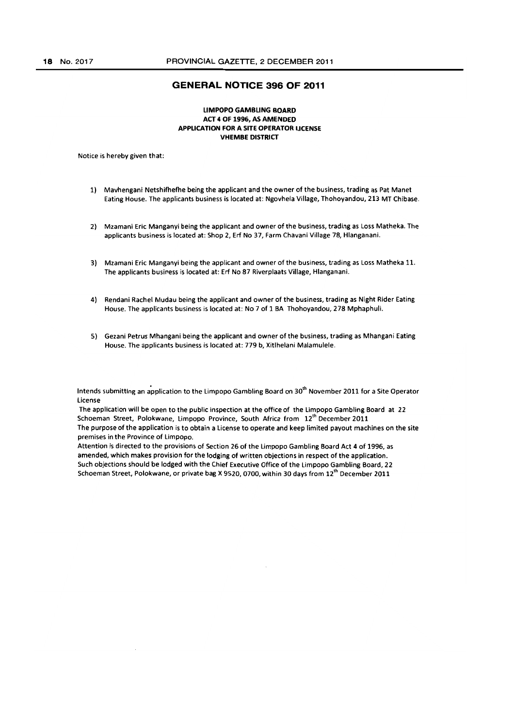## GENERAL NOTICE 396 OF 2011

**LIMPOPO GAMBLING BOARD**
**ACT 4 OF 1996, AS AMENDED**
**APPLICATION FOR A SITE OPERATOR LICENSE**
**VHEMBE DISTRICT**

Notice is hereby given that:

1) Mavhengani Netshifhefhe being the applicant and the owner of the business, trading as Pat Manet Eating House. The applicants business is located at: Ngovhela Village, Thohoyandou, 213 MT Chibase.

2) Mzamani Eric Manganyi being the applicant and owner of the business, trading as Loss Matheka. The applicants business is located at: Shop 2, Erf No 37, Farm Chavani Village 78, Hlanganani.

3) Mzamani Eric Manganyi being the applicant and owner of the business, trading as Loss Matheka 11. The applicants business is located at: Erf No 87 Riverplaats Village, Hlanganani.

4) Rendani Rachel Mudau being the applicant and owner of the business, trading as Night Rider Eating House. The applicants business is located at: No 7 of 1 BA Thohoyandou, 278 Mphaphuli.

5) Gezani Petrus Mhangani being the applicant and owner of the business, trading as Mhangani Eating House. The applicants business is located at: 779 b, Xitlhelani Malamulele.

Intends submitting an application to the Limpopo Gambling Board on 30th November 2011 for a Site Operator License

The application will be open to the public inspection at the office of the Limpopo Gambling Board at 22 Schoeman Street, Polokwane, Limpopo Province, South Africa from 12th December 2011

The purpose of the application is to obtain a License to operate and keep limited payout machines on the site premises in the Province of Limpopo.

Attention is directed to the provisions of Section 26 of the Limpopo Gambling Board Act 4 of 1996, as amended, which makes provision for the lodging of written objections in respect of the application.

Such objections should be lodged with the Chief Executive Office of the Limpopo Gambling Board, 22 Schoeman Street, Polokwane, or private bag X 9520, 0700, within 30 days from 12th December 2011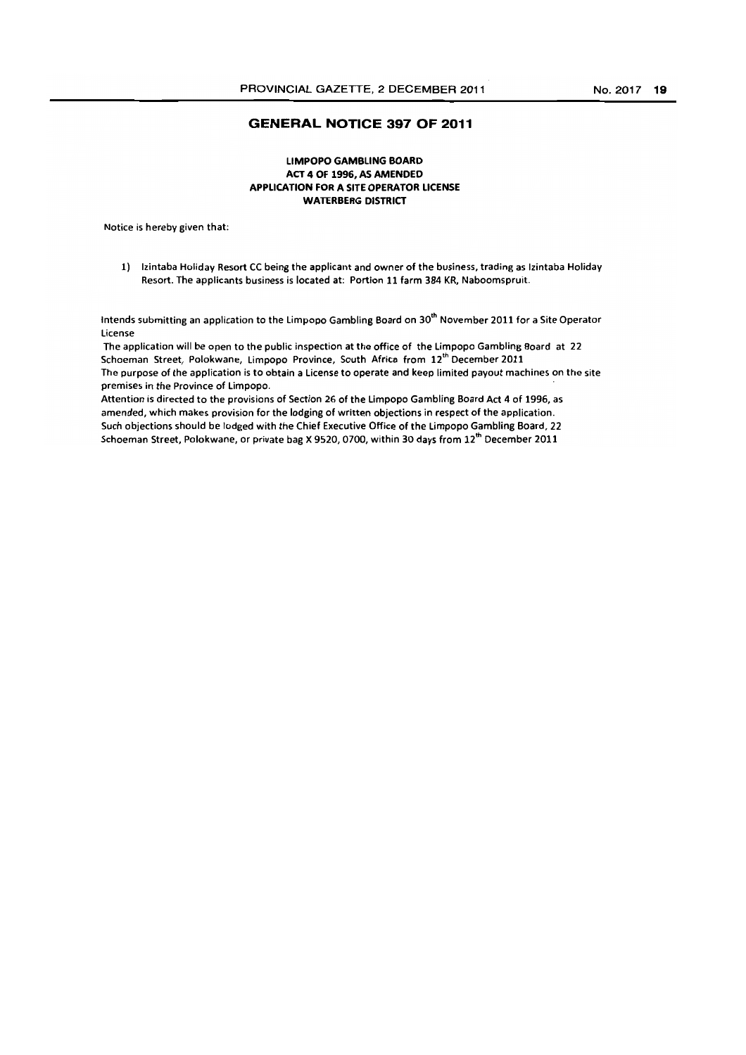## GENERAL NOTICE 397 OF 2011

**LIMPOPO GAMBLING BOARD**
**ACT 4 OF 1996, AS AMENDED**
**APPLICATION FOR A SITE OPERATOR LICENSE**
**WATERBERG DISTRICT**

Notice is hereby given that:

1) Izintaba Holiday Resort CC being the applicant and owner of the business, trading as Izintaba Holiday Resort. The applicants business is located at: Portion 11 farm 384 KR, Naboomspruit.

Intends submitting an application to the Limpopo Gambling Board on 30th November 2011 for a Site Operator License

The application will be open to the public inspection at the office of the Limpopo Gambling Board at 22 Schoeman Street, Polokwane, Limpopo Province, South Africa from 12th December 2011

The purpose of the application is to obtain a License to operate and keep limited payout machines on the site premises in the Province of Limpopo.

Attention is directed to the provisions of Section 26 of the Limpopo Gambling Board Act 4 of 1996, as amended, which makes provision for the lodging of written objections in respect of the application.

Such objections should be lodged with the Chief Executive Office of the Limpopo Gambling Board, 22 Schoeman Street, Polokwane, or private bag X 9520, 0700, within 30 days from 12th December 2011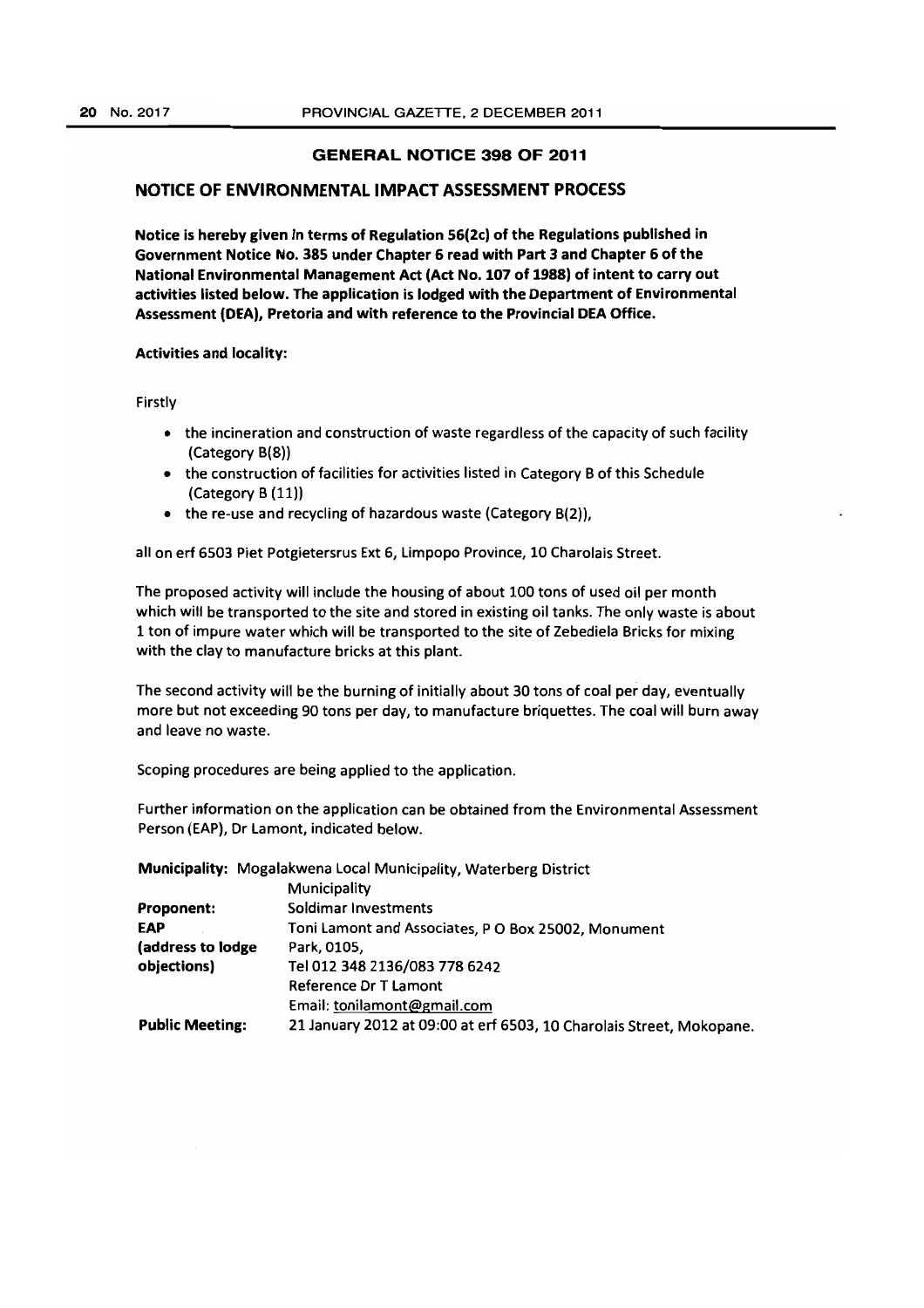## GENERAL NOTICE 398 OF 2011

### NOTICE OF ENVIRONMENTAL IMPACT ASSESSMENT PROCESS

**Notice is hereby given in terms of Regulation 56(2c) of the Regulations published in Government Notice No. 385 under Chapter 6 read with Part 3 and Chapter 6 of the National Environmental Management Act (Act No. 107 of 1988) of intent to carry out activities listed below. The application is lodged with the Department of Environmental Assessment (DEA), Pretoria and with reference to the Provincial DEA Office.**

**Activities and locality:**

Firstly

- the incineration and construction of waste regardless of the capacity of such facility (Category B(8))
- the construction of facilities for activities listed in Category B of this Schedule (Category B (11))
- the re-use and recycling of hazardous waste (Category B(2)),

all on erf 6503 Piet Potgietersrus Ext 6, Limpopo Province, 10 Charolais Street.

The proposed activity will include the housing of about 100 tons of used oil per month which will be transported to the site and stored in existing oil tanks. The only waste is about 1 ton of impure water which will be transported to the site of Zebediela Bricks for mixing with the clay to manufacture bricks at this plant.

The second activity will be the burning of initially about 30 tons of coal per day, eventually more but not exceeding 90 tons per day, to manufacture briquettes. The coal will burn away and leave no waste.

Scoping procedures are being applied to the application.

Further information on the application can be obtained from the Environmental Assessment Person (EAP), Dr Lamont, indicated below.

| | |
|---|---|
| **Municipality:** | Mogalakwena Local Municipality, Waterberg District Municipality |
| **Proponent:** | Soldimar Investments |
| **EAP (address to lodge objections)** | Toni Lamont and Associates, P O Box 25002, Monument Park, 0105, Tel 012 348 2136/083 778 6242 Reference Dr T Lamont Email: tonilamont@gmail.com |
| **Public Meeting:** | 21 January 2012 at 09:00 at erf 6503, 10 Charolais Street, Mokopane. |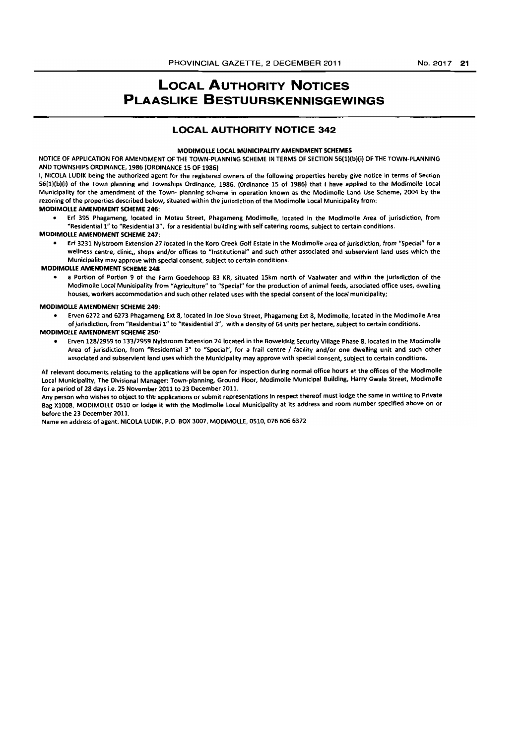# LOCAL AUTHORITY NOTICES
# PLAASLIKE BESTUURSKENNISGEWINGS

## LOCAL AUTHORITY NOTICE 342

**MODIMOLLE LOCAL MUNICIPALITY AMENDMENT SCHEMES**

NOTICE OF APPLICATION FOR AMENDMENT OF THE TOWN-PLANNING SCHEME IN TERMS OF SECTION 56(1)(b)(i) OF THE TOWN-PLANNING AND TOWNSHIPS ORDINANCE, 1986 (ORDINANCE 15 OF 1986)

I, NICOLA LUDIK being the authorized agent for the registered owners of the following properties hereby give notice in terms of Section 56(1)(b)(i) of the Town planning and Townships Ordinance, 1986, (Ordinance 15 of 1986) that I have applied to the Modimolle Local Municipality for the amendment of the Town- planning scheme in operation known as the Modimolle Land Use Scheme, 2004 by the rezoning of the properties described below, situated within the jurisdiction of the Modimolle Local Municipality from:

**MODIMOLLE AMENDMENT SCHEME 246:**

- Erf 395 Phagameng, located in Motau Street, Phagameng Modimolle, located in the Modimolle Area of jurisdiction, from "Residential 1" to "Residential 3", for a residential building with self catering rooms, subject to certain conditions.

**MODIMOLLE AMENDMENT SCHEME 247:**

- Erf 3231 Nylstroom Extension 27 located in the Koro Creek Golf Estate in the Modimolle area of jurisdiction, from "Special" for a wellness centre, clinic,, shops and/or offices to "Institutional" and such other associated and subservient land uses which the Municipality may approve with special consent, subject to certain conditions.

**MODIMOLLE AMENDMENT SCHEME 248**

- a Portion of Portion 9 of the Farm Goedehoop 83 KR, situated 15km north of Vaalwater and within the jurisdiction of the Modimolle Local Municipality from "Agriculture" to "Special" for the production of animal feeds, associated office uses, dwelling houses, workers accommodation and such other related uses with the special consent of the local municipality;

**MODIMOLLE AMENDMENT SCHEME 249:**

- Erven 6272 and 6273 Phagameng Ext 8, located in Joe Slovo Street, Phagameng Ext 8, Modimolle, located in the Modimolle Area of jurisdiction, from "Residential 1" to "Residential 3", with a density of 64 units per hectare, subject to certain conditions.

**MODIMOLLE AMENDMENT SCHEME 250:**

- Erven 128/2959 to 133/2959 Nylstroom Extension 24 located in the Bosveldsig Security Village Phase 8, located in the Modimolle Area of jurisdiction, from "Residential 3" to "Special", for a frail centre / facility and/or one dwelling unit and such other associated and subservient land uses which the Municipality may approve with special consent, subject to certain conditions.

All relevant documents relating to the applications will be open for inspection during normal office hours at the offices of the Modimolle Local Municipality, The Divisional Manager: Town-planning, Ground Floor, Modimolle Municipal Building, Harry Gwala Street, Modimolle for a period of 28 days i.e. 25 November 2011 to 23 December 2011.

Any person who wishes to object to the applications or submit representations in respect thereof must lodge the same in writing to Private Bag X1008, MODIMOLLE 0510 or lodge it with the Modimolle Local Municipality at its address and room number specified above on or before the 23 December 2011.

Name en address of agent: NICOLA LUDIK, P.O. BOX 3007, MODIMOLLE, 0510, 076 606 6372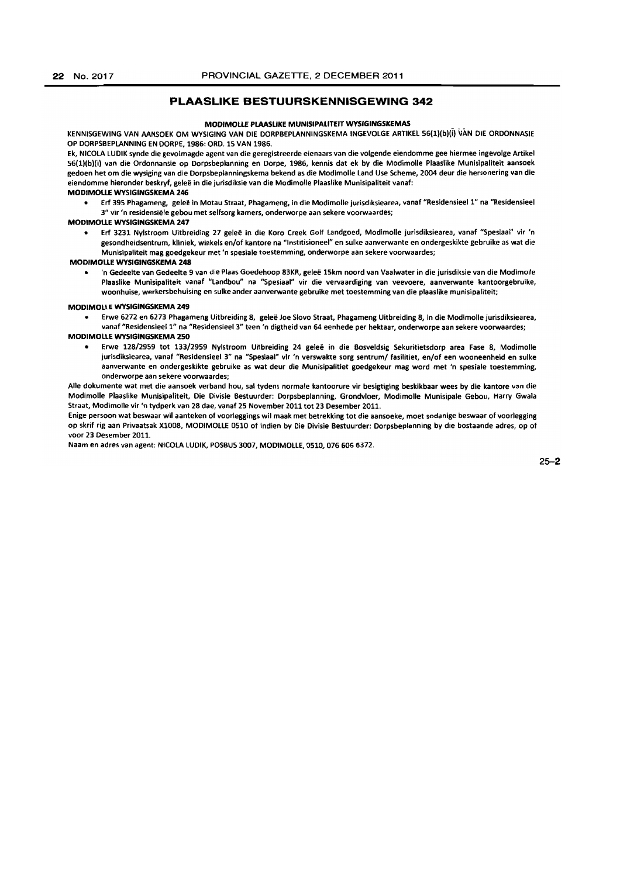# PLAASLIKE BESTUURSKENNISGEWING 342

**MODIMOLLE PLAASLIKE MUNISIPALITEIT WYSIGINGSKEMAS**

KENNISGEWING VAN AANSOEK OM WYSIGING VAN DIE DORPBEPLANNINGSKEMA INGEVOLGE ARTIKEL 56(1)(b)(i) VAN DIE ORDONNASIE OP DORPSBEPLANNING EN DORPE, 1986: ORD. 15 VAN 1986.

Ek, NICOLA LUDIK synde die gevolmagde agent van die geregistreerde eienaars van die volgende eiendomme gee hiermee ingevolge Artikel 56(1)(b)(i) van die Ordonnansie op Dorpsbeplanning en Dorpe, 1986, kennis dat ek by die Modimolle Plaaslike Munisipaliteit aansoek gedoen het om die wysiging van die Dorpsbeplanningskema bekend as die Modimolle Land Use Scheme, 2004 deur die hersonering van die eiendomme hieronder beskryf, geleë in die jurisdiksie van die Modimolle Plaaslike Munisipaliteit vanaf:

**MODIMOLLE WYSIGINGSKEMA 246**

- Erf 395 Phagameng, geleë in Motau Straat, Phagameng, in die Modimolle jurisdiksiearea, vanaf "Residensieel 1" na "Residensieel 3" vir 'n residensiële gebou met selfsorg kamers, onderworpe aan sekere voorwaardes;

**MODIMOLLE WYSIGINGSKEMA 247**

- Erf 3231 Nylstroom Uitbreiding 27 geleë in die Koro Creek Golf Landgoed, Modimolle jurisdiksiearea, vanaf "Spesiaal" vir 'n gesondheidsentrum, kliniek, winkels en/of kantore na "Institisioneel" en sulke aanverwante en ondergeskikte gebruike as wat die Munisipaliteit mag goedgekeur met 'n spesiale toestemming, onderworpe aan sekere voorwaardes;

**MODIMOLLE WYSIGINGSKEMA 248**

- 'n Gedeelte van Gedeelte 9 van die Plaas Goedehoop 83KR, geleë 15km noord van Vaalwater in die jurisdiksie van die Modimolle Plaaslike Munisipaliteit vanaf "Landbou" na "Spesiaal" vir die vervaardiging van veevoere, aanverwante kantoorgebruike, woonhuise, werkersbehuising en sulke ander aanverwante gebruike met toestemming van die plaaslike munisipaliteit;

**MODIMOLLE WYSIGINGSKEMA 249**

- Erwe 6272 en 6273 Phagameng Uitbreiding 8, geleë Joe Slovo Straat, Phagameng Uitbreiding 8, in die Modimolle jurisdiksiearea, vanaf "Residensieel 1" na "Residensieel 3" teen 'n digtheid van 64 eenhede per hektaar, onderworpe aan sekere voorwaardes;

**MODIMOLLE WYSIGINGSKEMA 250**

- Erwe 128/2959 tot 133/2959 Nylstroom Uitbreiding 24 geleë in die Bosveldsig Sekuritietsdorp area Fase 8, Modimolle jurisdiksiearea, vanaf "Residensieel 3" na "Spesiaal" vir 'n verswakte sorg sentrum/ fasiliteit, en/of een wooneenheid en sulke aanverwante en ondergeskikte gebruike as wat deur die Munisipaliteit goedgekeur mag word met 'n spesiale toestemming, onderworpe aan sekere voorwaardes;

Alle dokumente wat met die aansoek verband hou, sal tydens normale kantoorure vir besigtiging beskikbaar wees by die kantore van die Modimolle Plaaslike Munisipaliteit, Die Divisie Bestuurder: Dorpsbeplanning, Grondvloer, Modimolle Munisipale Gebou, Harry Gwala Straat, Modimolle vir 'n tydperk van 28 dae, vanaf 25 November 2011 tot 23 Desember 2011.

Enige persoon wat beswaar wil aanteken of voorleggings wil maak met betrekking tot die aansoeke, moet sodanige beswaar of voorlegging op skrif rig aan Privaatsak X1008, MODIMOLLE 0510 of indien by Die Divisie Bestuurder: Dorpsbeplanning by die bostaande adres, op of voor 23 Desember 2011.

Naam en adres van agent: NICOLA LUDIK, POSBUS 3007, MODIMOLLE, 0510, 076 606 6372.

25–2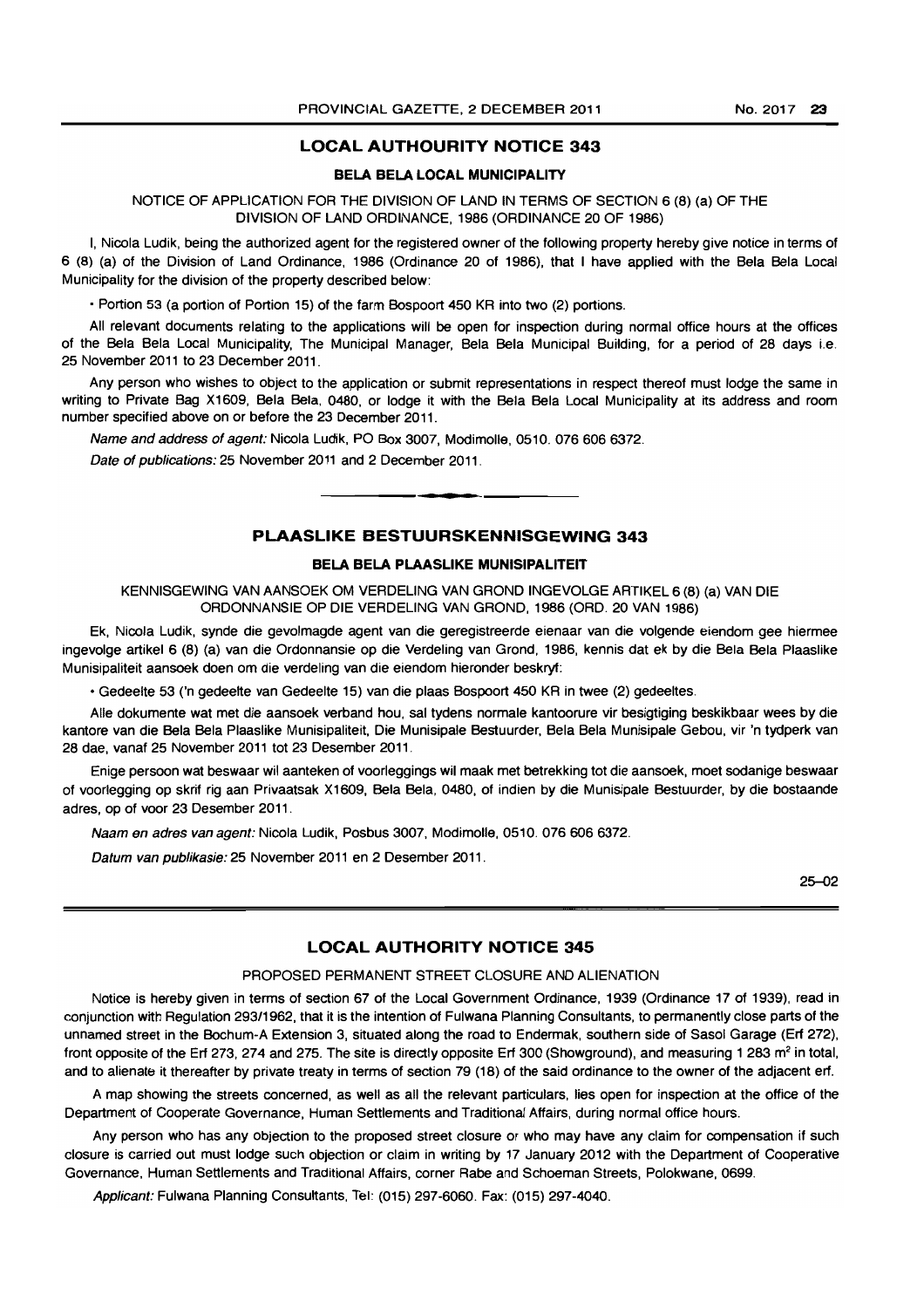## LOCAL AUTHOURITY NOTICE 343

### BELA BELA LOCAL MUNICIPALITY

NOTICE OF APPLICATION FOR THE DIVISION OF LAND IN TERMS OF SECTION 6 (8) (a) OF THE DIVISION OF LAND ORDINANCE, 1986 (ORDINANCE 20 OF 1986)

I, Nicola Ludik, being the authorized agent for the registered owner of the following property hereby give notice in terms of 6 (8) (a) of the Division of Land Ordinance, 1986 (Ordinance 20 of 1986), that I have applied with the Bela Bela Local Municipality for the division of the property described below:

- Portion 53 (a portion of Portion 15) of the farm Bospoort 450 KR into two (2) portions.

All relevant documents relating to the applications will be open for inspection during normal office hours at the offices of the Bela Bela Local Municipality, The Municipal Manager, Bela Bela Municipal Building, for a period of 28 days i.e. 25 November 2011 to 23 December 2011.

Any person who wishes to object to the application or submit representations in respect thereof must lodge the same in writing to Private Bag X1609, Bela Bela, 0480, or lodge it with the Bela Bela Local Municipality at its address and room number specified above on or before the 23 December 2011.

*Name and address of agent:* Nicola Ludik, PO Box 3007, Modimolle, 0510. 076 606 6372.

*Date of publications:* 25 November 2011 and 2 December 2011.

---

## PLAASLIKE BESTUURSKENNISGEWING 343

### BELA BELA PLAASLIKE MUNISIPALITEIT

KENNISGEWING VAN AANSOEK OM VERDELING VAN GROND INGEVOLGE ARTIKEL 6 (8) (a) VAN DIE ORDONNANSIE OP DIE VERDELING VAN GROND, 1986 (ORD. 20 VAN 1986)

Ek, Nicola Ludik, synde die gevolmagde agent van die geregistreerde eienaar van die volgende eiendom gee hiermee ingevolge artikel 6 (8) (a) van die Ordonnansie op die Verdeling van Grond, 1986, kennis dat ek by die Bela Bela Plaaslike Munisipaliteit aansoek doen om die verdeling van die eiendom hieronder beskryf:

- Gedeelte 53 ('n gedeelte van Gedeelte 15) van die plaas Bospoort 450 KR in twee (2) gedeeltes.

Alle dokumente wat met die aansoek verband hou, sal tydens normale kantoorure vir besigtiging beskikbaar wees by die kantore van die Bela Bela Plaaslike Munisipaliteit, Die Munisipale Bestuurder, Bela Bela Munisipale Gebou, vir 'n tydperk van 28 dae, vanaf 25 November 2011 tot 23 Desember 2011.

Enige persoon wat beswaar wil aanteken of voorleggings wil maak met betrekking tot die aansoek, moet sodanige beswaar of voorlegging op skrif rig aan Privaatsak X1609, Bela Bela, 0480, of indien by die Munisipale Bestuurder, by die bostaande adres, op of voor 23 Desember 2011.

*Naam en adres van agent:* Nicola Ludik, Posbus 3007, Modimolle, 0510. 076 606 6372.

*Datum van publikasie:* 25 November 2011 en 2 Desember 2011.

25–02

---

## LOCAL AUTHORITY NOTICE 345

PROPOSED PERMANENT STREET CLOSURE AND ALIENATION

Notice is hereby given in terms of section 67 of the Local Government Ordinance, 1939 (Ordinance 17 of 1939), read in conjunction with Regulation 293/1962, that it is the intention of Fulwana Planning Consultants, to permanently close parts of the unnamed street in the Bochum-A Extension 3, situated along the road to Endermak, southern side of Sasol Garage (Erf 272), front opposite of the Erf 273, 274 and 275. The site is directly opposite Erf 300 (Showground), and measuring 1 283 m$^2$ in total, and to alienate it thereafter by private treaty in terms of section 79 (18) of the said ordinance to the owner of the adjacent erf.

A map showing the streets concerned, as well as all the relevant particulars, lies open for inspection at the office of the Department of Cooperate Governance, Human Settlements and Traditional Affairs, during normal office hours.

Any person who has any objection to the proposed street closure or who may have any claim for compensation if such closure is carried out must lodge such objection or claim in writing by 17 January 2012 with the Department of Cooperative Governance, Human Settlements and Traditional Affairs, corner Rabe and Schoeman Streets, Polokwane, 0699.

*Applicant:* Fulwana Planning Consultants, Tel: (015) 297-6060. Fax: (015) 297-4040.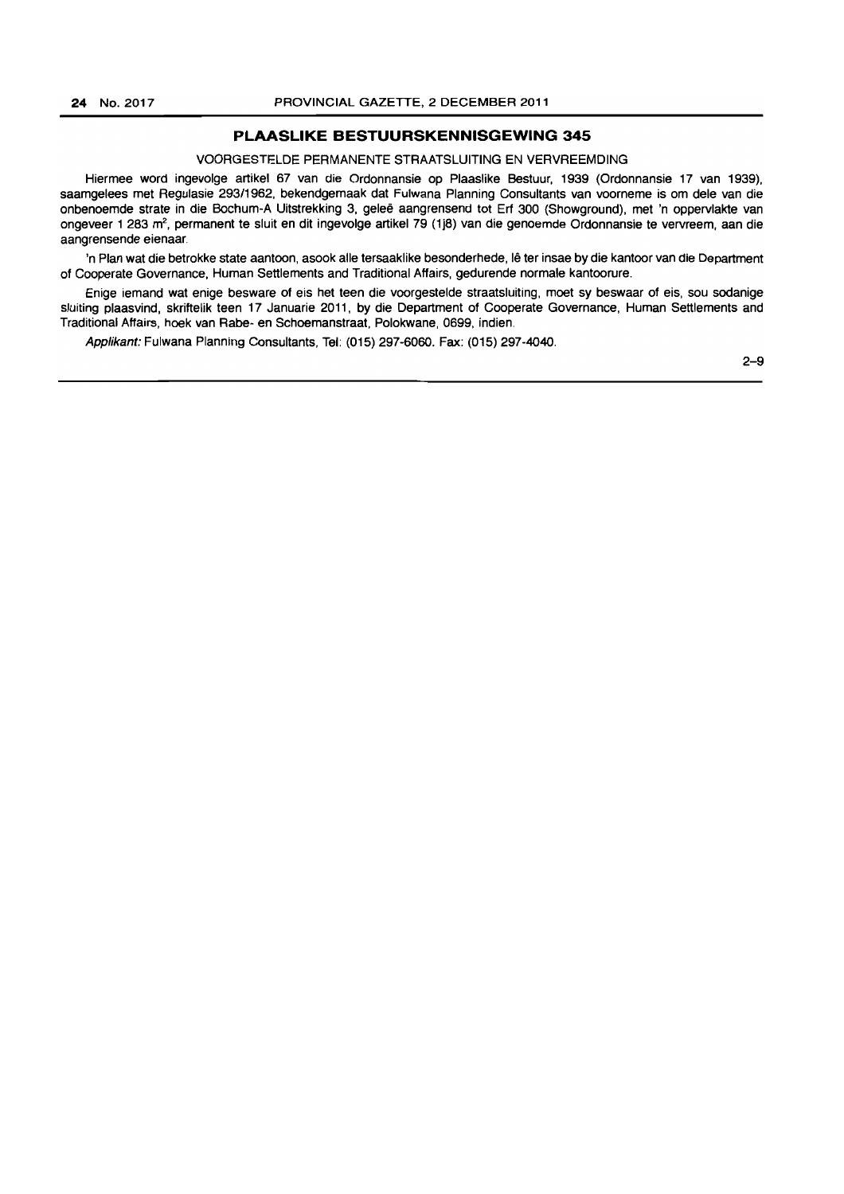## PLAASLIKE BESTUURSKENNISGEWING 345

VOORGESTELDE PERMANENTE STRAATSLUITING EN VERVREEMDING

Hiermee word ingevolge artikel 67 van die Ordonnansie op Plaaslike Bestuur, 1939 (Ordonnansie 17 van 1939), saamgelees met Regulasie 293/1962, bekendgemaak dat Fulwana Planning Consultants van voorneme is om dele van die onbenoemde strate in die Bochum-A Uitstrekking 3, geleë aangrensend tot Erf 300 (Showground), met 'n oppervlakte van ongeveer 1 283 $m^2$, permanent te sluit en dit ingevolge artikel 79 (1j8) van die genoemde Ordonnansie te vervreem, aan die aangrensende eienaar.

'n Plan wat die betrokke state aantoon, asook alle tersaaklike besonderhede, lê ter insae by die kantoor van die Department of Cooperate Governance, Human Settlements and Traditional Affairs, gedurende normale kantoorure.

Enige iemand wat enige besware of eis het teen die voorgestelde straatsluiting, moet sy beswaar of eis, sou sodanige sluiting plaasvind, skriftelik teen 17 Januarie 2011, by die Department of Cooperate Governance, Human Settlements and Traditional Affairs, hoek van Rabe- en Schoemanstraat, Polokwane, 0699, indien.

*Applikant:* Fulwana Planning Consultants, Tel: (015) 297-6060. Fax: (015) 297-4040.

2–9